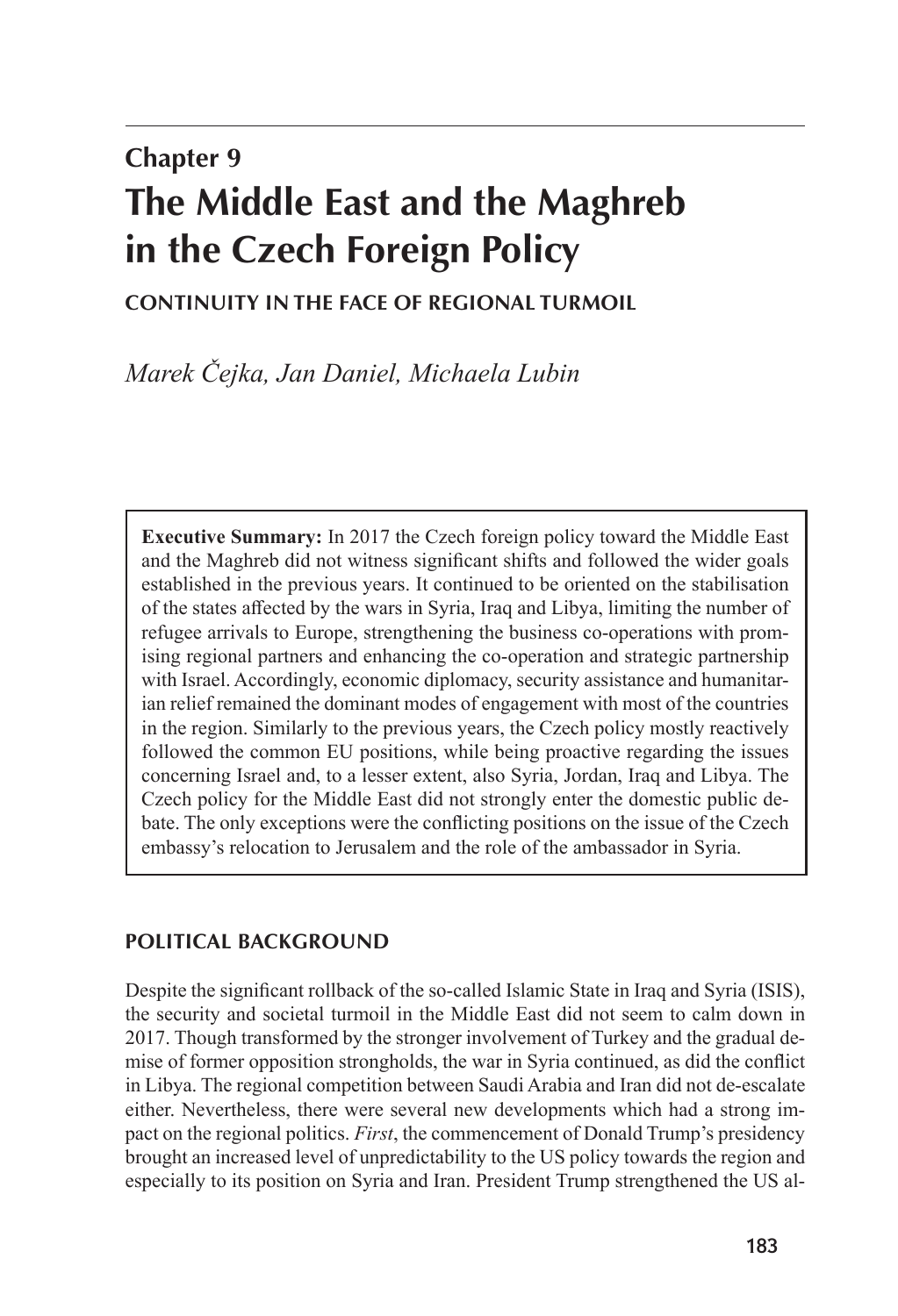# Chapter 9

# The Middle East and the Maghreb in the Czech Foreign Policy

**CONTINUITY IN THE FACE OF REGIONAL TURMOIL**

*Marek Čejka, Jan Daniel, Michaela Lubin*

> **Executive Summary:** In 2017 the Czech foreign policy toward the Middle East and the Maghreb did not witness significant shifts and followed the wider goals established in the previous years. It continued to be oriented on the stabilisation of the states affected by the wars in Syria, Iraq and Libya, limiting the number of refugee arrivals to Europe, strengthening the business co-operations with promising regional partners and enhancing the co-operation and strategic partnership with Israel. Accordingly, economic diplomacy, security assistance and humanitarian relief remained the dominant modes of engagement with most of the countries in the region. Similarly to the previous years, the Czech policy mostly reactively followed the common EU positions, while being proactive regarding the issues concerning Israel and, to a lesser extent, also Syria, Jordan, Iraq and Libya. The Czech policy for the Middle East did not strongly enter the domestic public debate. The only exceptions were the conflicting positions on the issue of the Czech embassy's relocation to Jerusalem and the role of the ambassador in Syria.

## POLITICAL BACKGROUND

Despite the significant rollback of the so-called Islamic State in Iraq and Syria (ISIS), the security and societal turmoil in the Middle East did not seem to calm down in 2017. Though transformed by the stronger involvement of Turkey and the gradual demise of former opposition strongholds, the war in Syria continued, as did the conflict in Libya. The regional competition between Saudi Arabia and Iran did not de-escalate either. Nevertheless, there were several new developments which had a strong impact on the regional politics. *First*, the commencement of Donald Trump's presidency brought an increased level of unpredictability to the US policy towards the region and especially to its position on Syria and Iran. President Trump strengthened the US al-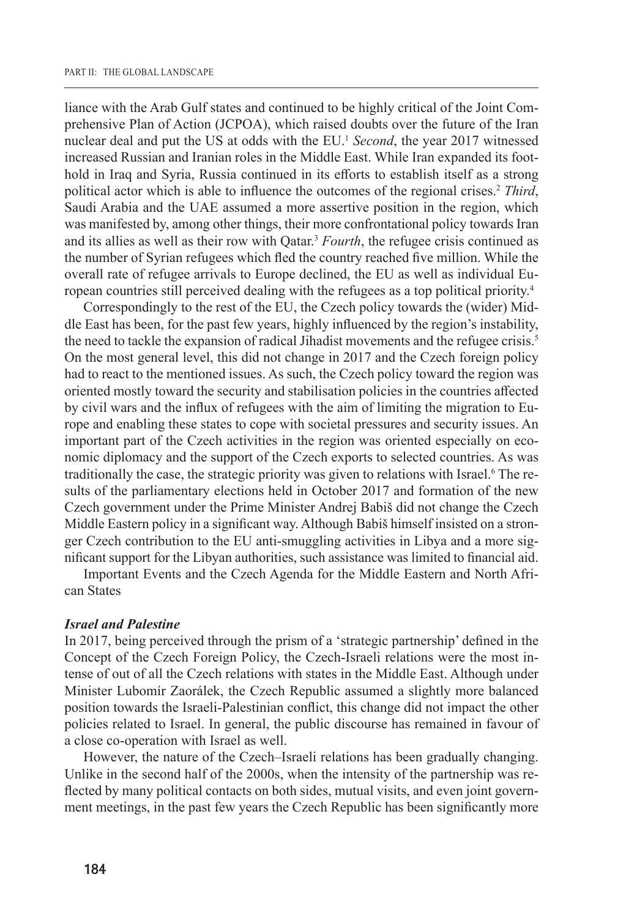liance with the Arab Gulf states and continued to be highly critical of the Joint Comprehensive Plan of Action (JCPOA), which raised doubts over the future of the Iran nuclear deal and put the US at odds with the EU.[1] *Second*, the year 2017 witnessed increased Russian and Iranian roles in the Middle East. While Iran expanded its foothold in Iraq and Syria, Russia continued in its efforts to establish itself as a strong political actor which is able to influence the outcomes of the regional crises.[2] *Third*, Saudi Arabia and the UAE assumed a more assertive position in the region, which was manifested by, among other things, their more confrontational policy towards Iran and its allies as well as their row with Qatar.[3] *Fourth*, the refugee crisis continued as the number of Syrian refugees which fled the country reached five million. While the overall rate of refugee arrivals to Europe declined, the EU as well as individual European countries still perceived dealing with the refugees as a top political priority.[4]

Correspondingly to the rest of the EU, the Czech policy towards the (wider) Middle East has been, for the past few years, highly influenced by the region's instability, the need to tackle the expansion of radical Jihadist movements and the refugee crisis.[5] On the most general level, this did not change in 2017 and the Czech foreign policy had to react to the mentioned issues. As such, the Czech policy toward the region was oriented mostly toward the security and stabilisation policies in the countries affected by civil wars and the influx of refugees with the aim of limiting the migration to Europe and enabling these states to cope with societal pressures and security issues. An important part of the Czech activities in the region was oriented especially on economic diplomacy and the support of the Czech exports to selected countries. As was traditionally the case, the strategic priority was given to relations with Israel.[6] The results of the parliamentary elections held in October 2017 and formation of the new Czech government under the Prime Minister Andrej Babiš did not change the Czech Middle Eastern policy in a significant way. Although Babiš himself insisted on a stronger Czech contribution to the EU anti-smuggling activities in Libya and a more significant support for the Libyan authorities, such assistance was limited to financial aid.

Important Events and the Czech Agenda for the Middle Eastern and North African States

### *Israel and Palestine*

In 2017, being perceived through the prism of a 'strategic partnership' defined in the Concept of the Czech Foreign Policy, the Czech-Israeli relations were the most intense of out of all the Czech relations with states in the Middle East. Although under Minister Lubomír Zaorálek, the Czech Republic assumed a slightly more balanced position towards the Israeli-Palestinian conflict, this change did not impact the other policies related to Israel. In general, the public discourse has remained in favour of a close co-operation with Israel as well.

However, the nature of the Czech–Israeli relations has been gradually changing. Unlike in the second half of the 2000s, when the intensity of the partnership was reflected by many political contacts on both sides, mutual visits, and even joint government meetings, in the past few years the Czech Republic has been significantly more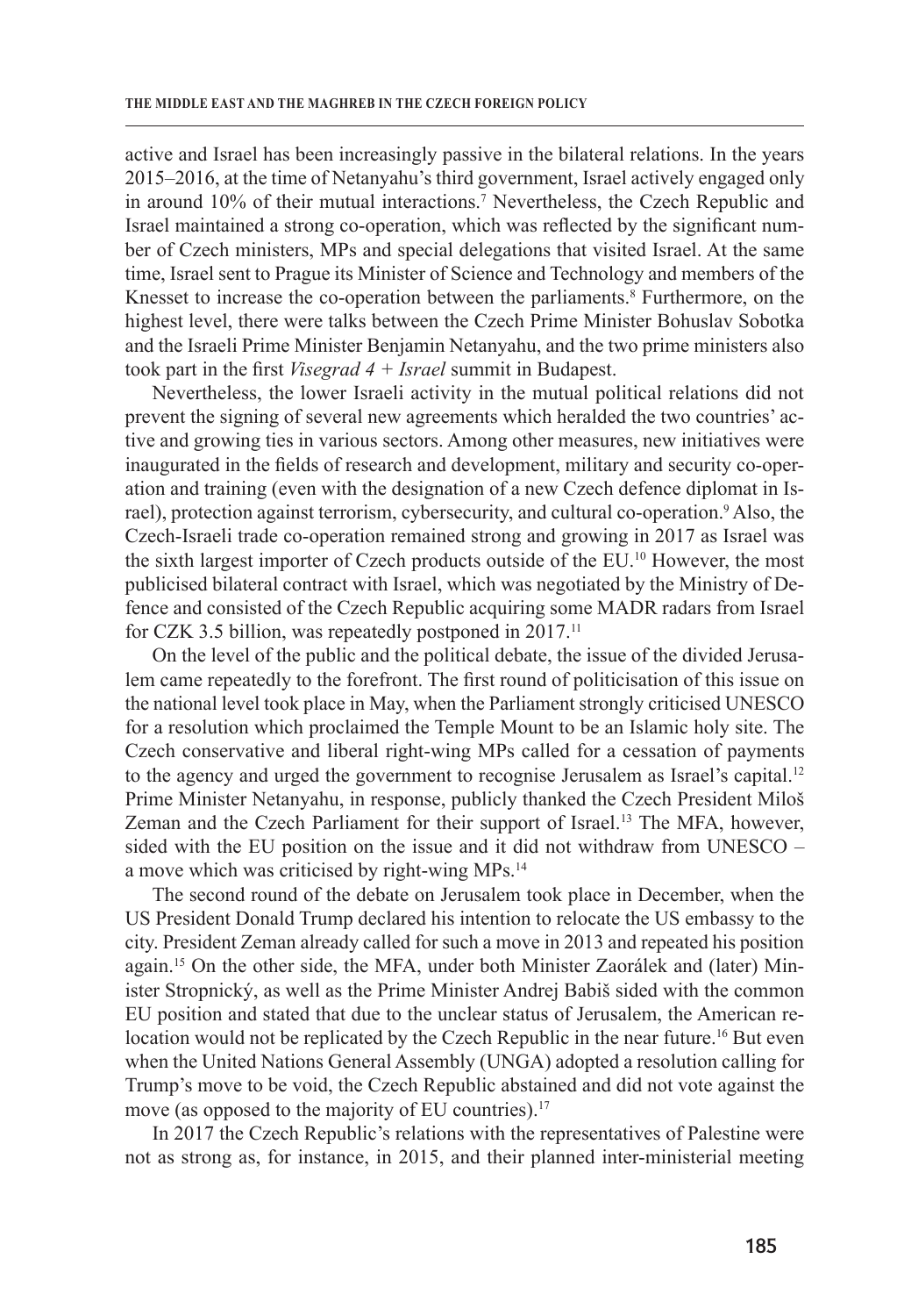active and Israel has been increasingly passive in the bilateral relations. In the years 2015–2016, at the time of Netanyahu's third government, Israel actively engaged only in around 10% of their mutual interactions.[7] Nevertheless, the Czech Republic and Israel maintained a strong co-operation, which was reflected by the significant number of Czech ministers, MPs and special delegations that visited Israel. At the same time, Israel sent to Prague its Minister of Science and Technology and members of the Knesset to increase the co-operation between the parliaments.[8] Furthermore, on the highest level, there were talks between the Czech Prime Minister Bohuslav Sobotka and the Israeli Prime Minister Benjamin Netanyahu, and the two prime ministers also took part in the first *Visegrad 4 + Israel* summit in Budapest.

Nevertheless, the lower Israeli activity in the mutual political relations did not prevent the signing of several new agreements which heralded the two countries' active and growing ties in various sectors. Among other measures, new initiatives were inaugurated in the fields of research and development, military and security co-operation and training (even with the designation of a new Czech defence diplomat in Israel), protection against terrorism, cybersecurity, and cultural co-operation.[9] Also, the Czech-Israeli trade co-operation remained strong and growing in 2017 as Israel was the sixth largest importer of Czech products outside of the EU.[10] However, the most publicised bilateral contract with Israel, which was negotiated by the Ministry of Defence and consisted of the Czech Republic acquiring some MADR radars from Israel for CZK 3.5 billion, was repeatedly postponed in 2017.[11]

On the level of the public and the political debate, the issue of the divided Jerusalem came repeatedly to the forefront. The first round of politicisation of this issue on the national level took place in May, when the Parliament strongly criticised UNESCO for a resolution which proclaimed the Temple Mount to be an Islamic holy site. The Czech conservative and liberal right-wing MPs called for a cessation of payments to the agency and urged the government to recognise Jerusalem as Israel's capital.[12] Prime Minister Netanyahu, in response, publicly thanked the Czech President Miloš Zeman and the Czech Parliament for their support of Israel.[13] The MFA, however, sided with the EU position on the issue and it did not withdraw from UNESCO – a move which was criticised by right-wing MPs.[14]

The second round of the debate on Jerusalem took place in December, when the US President Donald Trump declared his intention to relocate the US embassy to the city. President Zeman already called for such a move in 2013 and repeated his position again.[15] On the other side, the MFA, under both Minister Zaorálek and (later) Minister Stropnický, as well as the Prime Minister Andrej Babiš sided with the common EU position and stated that due to the unclear status of Jerusalem, the American relocation would not be replicated by the Czech Republic in the near future.[16] But even when the United Nations General Assembly (UNGA) adopted a resolution calling for Trump's move to be void, the Czech Republic abstained and did not vote against the move (as opposed to the majority of EU countries).[17]

In 2017 the Czech Republic's relations with the representatives of Palestine were not as strong as, for instance, in 2015, and their planned inter-ministerial meeting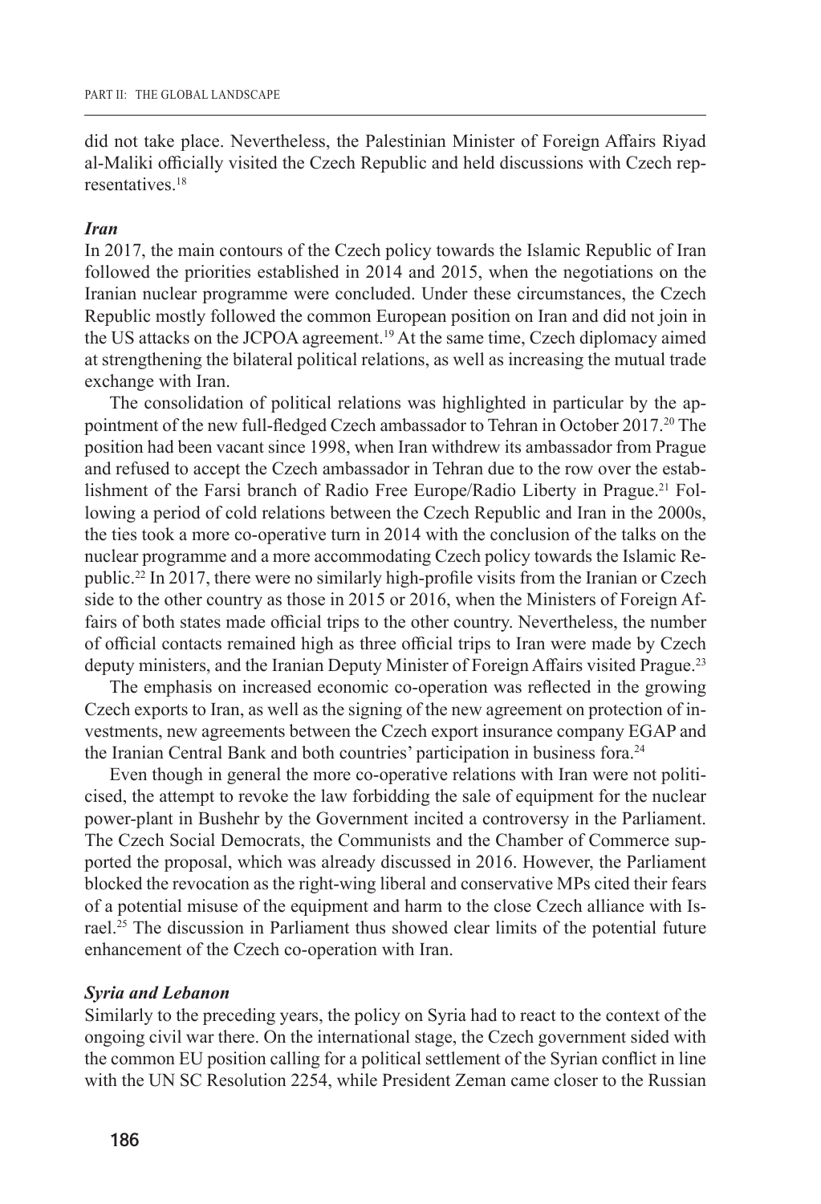did not take place. Nevertheless, the Palestinian Minister of Foreign Affairs Riyad al-Maliki officially visited the Czech Republic and held discussions with Czech representatives.[18]

### *Iran*

In 2017, the main contours of the Czech policy towards the Islamic Republic of Iran followed the priorities established in 2014 and 2015, when the negotiations on the Iranian nuclear programme were concluded. Under these circumstances, the Czech Republic mostly followed the common European position on Iran and did not join in the US attacks on the JCPOA agreement.[19] At the same time, Czech diplomacy aimed at strengthening the bilateral political relations, as well as increasing the mutual trade exchange with Iran.

The consolidation of political relations was highlighted in particular by the appointment of the new full-fledged Czech ambassador to Tehran in October 2017.[20] The position had been vacant since 1998, when Iran withdrew its ambassador from Prague and refused to accept the Czech ambassador in Tehran due to the row over the establishment of the Farsi branch of Radio Free Europe/Radio Liberty in Prague.[21] Following a period of cold relations between the Czech Republic and Iran in the 2000s, the ties took a more co-operative turn in 2014 with the conclusion of the talks on the nuclear programme and a more accommodating Czech policy towards the Islamic Republic.[22] In 2017, there were no similarly high-profile visits from the Iranian or Czech side to the other country as those in 2015 or 2016, when the Ministers of Foreign Affairs of both states made official trips to the other country. Nevertheless, the number of official contacts remained high as three official trips to Iran were made by Czech deputy ministers, and the Iranian Deputy Minister of Foreign Affairs visited Prague.[23]

The emphasis on increased economic co-operation was reflected in the growing Czech exports to Iran, as well as the signing of the new agreement on protection of investments, new agreements between the Czech export insurance company EGAP and the Iranian Central Bank and both countries' participation in business fora.[24]

Even though in general the more co-operative relations with Iran were not politicised, the attempt to revoke the law forbidding the sale of equipment for the nuclear power-plant in Bushehr by the Government incited a controversy in the Parliament. The Czech Social Democrats, the Communists and the Chamber of Commerce supported the proposal, which was already discussed in 2016. However, the Parliament blocked the revocation as the right-wing liberal and conservative MPs cited their fears of a potential misuse of the equipment and harm to the close Czech alliance with Israel.[25] The discussion in Parliament thus showed clear limits of the potential future enhancement of the Czech co-operation with Iran.

### *Syria and Lebanon*

Similarly to the preceding years, the policy on Syria had to react to the context of the ongoing civil war there. On the international stage, the Czech government sided with the common EU position calling for a political settlement of the Syrian conflict in line with the UN SC Resolution 2254, while President Zeman came closer to the Russian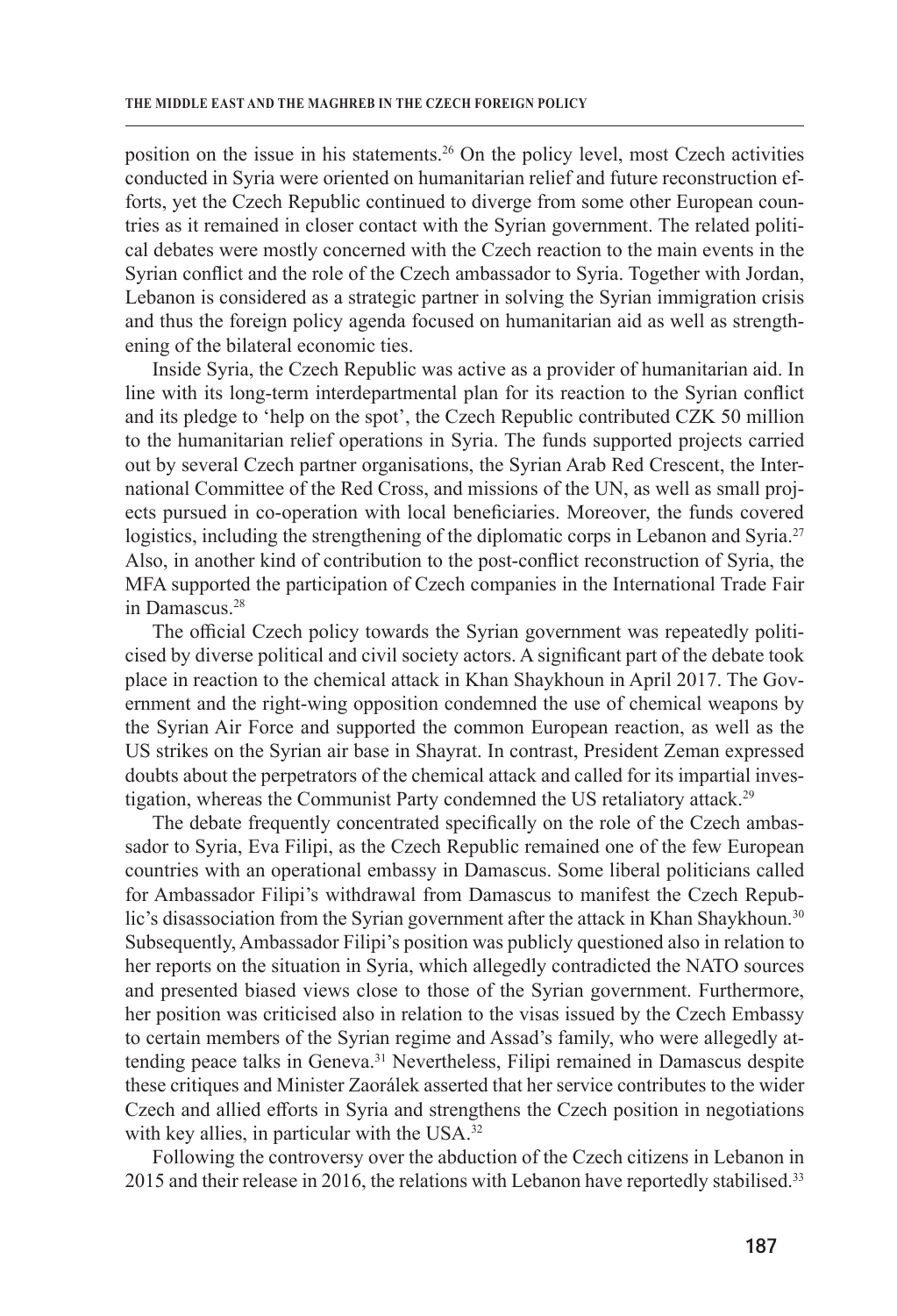position on the issue in his statements.[26] On the policy level, most Czech activities conducted in Syria were oriented on humanitarian relief and future reconstruction efforts, yet the Czech Republic continued to diverge from some other European countries as it remained in closer contact with the Syrian government. The related political debates were mostly concerned with the Czech reaction to the main events in the Syrian conflict and the role of the Czech ambassador to Syria. Together with Jordan, Lebanon is considered as a strategic partner in solving the Syrian immigration crisis and thus the foreign policy agenda focused on humanitarian aid as well as strengthening of the bilateral economic ties.

Inside Syria, the Czech Republic was active as a provider of humanitarian aid. In line with its long-term interdepartmental plan for its reaction to the Syrian conflict and its pledge to 'help on the spot', the Czech Republic contributed CZK 50 million to the humanitarian relief operations in Syria. The funds supported projects carried out by several Czech partner organisations, the Syrian Arab Red Crescent, the International Committee of the Red Cross, and missions of the UN, as well as small projects pursued in co-operation with local beneficiaries. Moreover, the funds covered logistics, including the strengthening of the diplomatic corps in Lebanon and Syria.[27] Also, in another kind of contribution to the post-conflict reconstruction of Syria, the MFA supported the participation of Czech companies in the International Trade Fair in Damascus.[28]

The official Czech policy towards the Syrian government was repeatedly politicised by diverse political and civil society actors. A significant part of the debate took place in reaction to the chemical attack in Khan Shaykhoun in April 2017. The Government and the right-wing opposition condemned the use of chemical weapons by the Syrian Air Force and supported the common European reaction, as well as the US strikes on the Syrian air base in Shayrat. In contrast, President Zeman expressed doubts about the perpetrators of the chemical attack and called for its impartial investigation, whereas the Communist Party condemned the US retaliatory attack.[29]

The debate frequently concentrated specifically on the role of the Czech ambassador to Syria, Eva Filipi, as the Czech Republic remained one of the few European countries with an operational embassy in Damascus. Some liberal politicians called for Ambassador Filipi's withdrawal from Damascus to manifest the Czech Republic's disassociation from the Syrian government after the attack in Khan Shaykhoun.[30] Subsequently, Ambassador Filipi's position was publicly questioned also in relation to her reports on the situation in Syria, which allegedly contradicted the NATO sources and presented biased views close to those of the Syrian government. Furthermore, her position was criticised also in relation to the visas issued by the Czech Embassy to certain members of the Syrian regime and Assad's family, who were allegedly attending peace talks in Geneva.[31] Nevertheless, Filipi remained in Damascus despite these critiques and Minister Zaorálek asserted that her service contributes to the wider Czech and allied efforts in Syria and strengthens the Czech position in negotiations with key allies, in particular with the USA.[32]

Following the controversy over the abduction of the Czech citizens in Lebanon in 2015 and their release in 2016, the relations with Lebanon have reportedly stabilised.[33]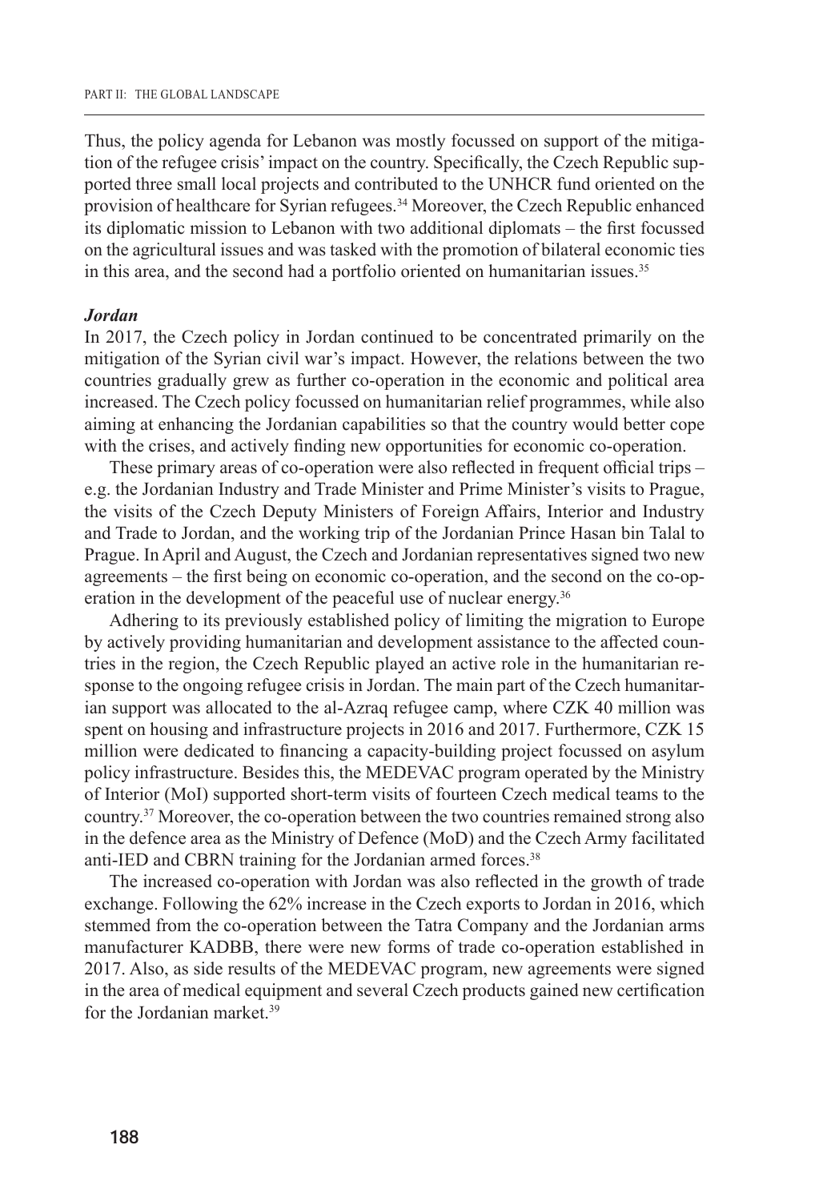Thus, the policy agenda for Lebanon was mostly focussed on support of the mitigation of the refugee crisis' impact on the country. Specifically, the Czech Republic supported three small local projects and contributed to the UNHCR fund oriented on the provision of healthcare for Syrian refugees.[34] Moreover, the Czech Republic enhanced its diplomatic mission to Lebanon with two additional diplomats – the first focussed on the agricultural issues and was tasked with the promotion of bilateral economic ties in this area, and the second had a portfolio oriented on humanitarian issues.[35]

***Jordan***

In 2017, the Czech policy in Jordan continued to be concentrated primarily on the mitigation of the Syrian civil war's impact. However, the relations between the two countries gradually grew as further co-operation in the economic and political area increased. The Czech policy focussed on humanitarian relief programmes, while also aiming at enhancing the Jordanian capabilities so that the country would better cope with the crises, and actively finding new opportunities for economic co-operation.

These primary areas of co-operation were also reflected in frequent official trips – e.g. the Jordanian Industry and Trade Minister and Prime Minister's visits to Prague, the visits of the Czech Deputy Ministers of Foreign Affairs, Interior and Industry and Trade to Jordan, and the working trip of the Jordanian Prince Hasan bin Talal to Prague. In April and August, the Czech and Jordanian representatives signed two new agreements – the first being on economic co-operation, and the second on the co-operation in the development of the peaceful use of nuclear energy.[36]

Adhering to its previously established policy of limiting the migration to Europe by actively providing humanitarian and development assistance to the affected countries in the region, the Czech Republic played an active role in the humanitarian response to the ongoing refugee crisis in Jordan. The main part of the Czech humanitarian support was allocated to the al-Azraq refugee camp, where CZK 40 million was spent on housing and infrastructure projects in 2016 and 2017. Furthermore, CZK 15 million were dedicated to financing a capacity-building project focussed on asylum policy infrastructure. Besides this, the MEDEVAC program operated by the Ministry of Interior (MoI) supported short-term visits of fourteen Czech medical teams to the country.[37] Moreover, the co-operation between the two countries remained strong also in the defence area as the Ministry of Defence (MoD) and the Czech Army facilitated anti-IED and CBRN training for the Jordanian armed forces.[38]

The increased co-operation with Jordan was also reflected in the growth of trade exchange. Following the 62% increase in the Czech exports to Jordan in 2016, which stemmed from the co-operation between the Tatra Company and the Jordanian arms manufacturer KADBB, there were new forms of trade co-operation established in 2017. Also, as side results of the MEDEVAC program, new agreements were signed in the area of medical equipment and several Czech products gained new certification for the Jordanian market.[39]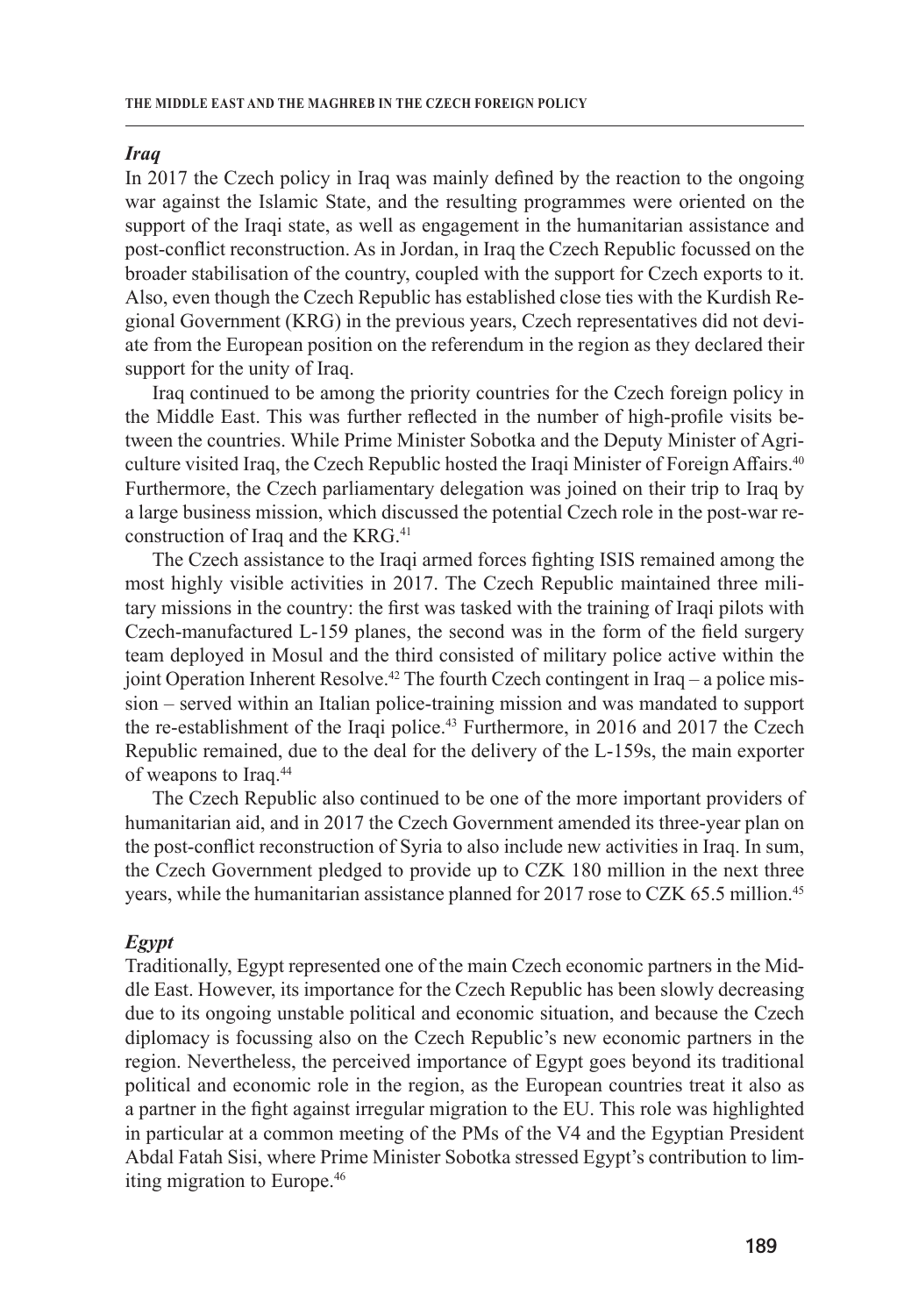### *Iraq*

In 2017 the Czech policy in Iraq was mainly defined by the reaction to the ongoing war against the Islamic State, and the resulting programmes were oriented on the support of the Iraqi state, as well as engagement in the humanitarian assistance and post-conflict reconstruction. As in Jordan, in Iraq the Czech Republic focussed on the broader stabilisation of the country, coupled with the support for Czech exports to it. Also, even though the Czech Republic has established close ties with the Kurdish Regional Government (KRG) in the previous years, Czech representatives did not deviate from the European position on the referendum in the region as they declared their support for the unity of Iraq.

Iraq continued to be among the priority countries for the Czech foreign policy in the Middle East. This was further reflected in the number of high-profile visits between the countries. While Prime Minister Sobotka and the Deputy Minister of Agriculture visited Iraq, the Czech Republic hosted the Iraqi Minister of Foreign Affairs.[40] Furthermore, the Czech parliamentary delegation was joined on their trip to Iraq by a large business mission, which discussed the potential Czech role in the post-war reconstruction of Iraq and the KRG.[41]

The Czech assistance to the Iraqi armed forces fighting ISIS remained among the most highly visible activities in 2017. The Czech Republic maintained three military missions in the country: the first was tasked with the training of Iraqi pilots with Czech-manufactured L-159 planes, the second was in the form of the field surgery team deployed in Mosul and the third consisted of military police active within the joint Operation Inherent Resolve.[42] The fourth Czech contingent in Iraq – a police mission – served within an Italian police-training mission and was mandated to support the re-establishment of the Iraqi police.[43] Furthermore, in 2016 and 2017 the Czech Republic remained, due to the deal for the delivery of the L-159s, the main exporter of weapons to Iraq.[44]

The Czech Republic also continued to be one of the more important providers of humanitarian aid, and in 2017 the Czech Government amended its three-year plan on the post-conflict reconstruction of Syria to also include new activities in Iraq. In sum, the Czech Government pledged to provide up to CZK 180 million in the next three years, while the humanitarian assistance planned for 2017 rose to CZK 65.5 million.[45]

### *Egypt*

Traditionally, Egypt represented one of the main Czech economic partners in the Middle East. However, its importance for the Czech Republic has been slowly decreasing due to its ongoing unstable political and economic situation, and because the Czech diplomacy is focussing also on the Czech Republic's new economic partners in the region. Nevertheless, the perceived importance of Egypt goes beyond its traditional political and economic role in the region, as the European countries treat it also as a partner in the fight against irregular migration to the EU. This role was highlighted in particular at a common meeting of the PMs of the V4 and the Egyptian President Abdal Fatah Sisi, where Prime Minister Sobotka stressed Egypt's contribution to limiting migration to Europe.[46]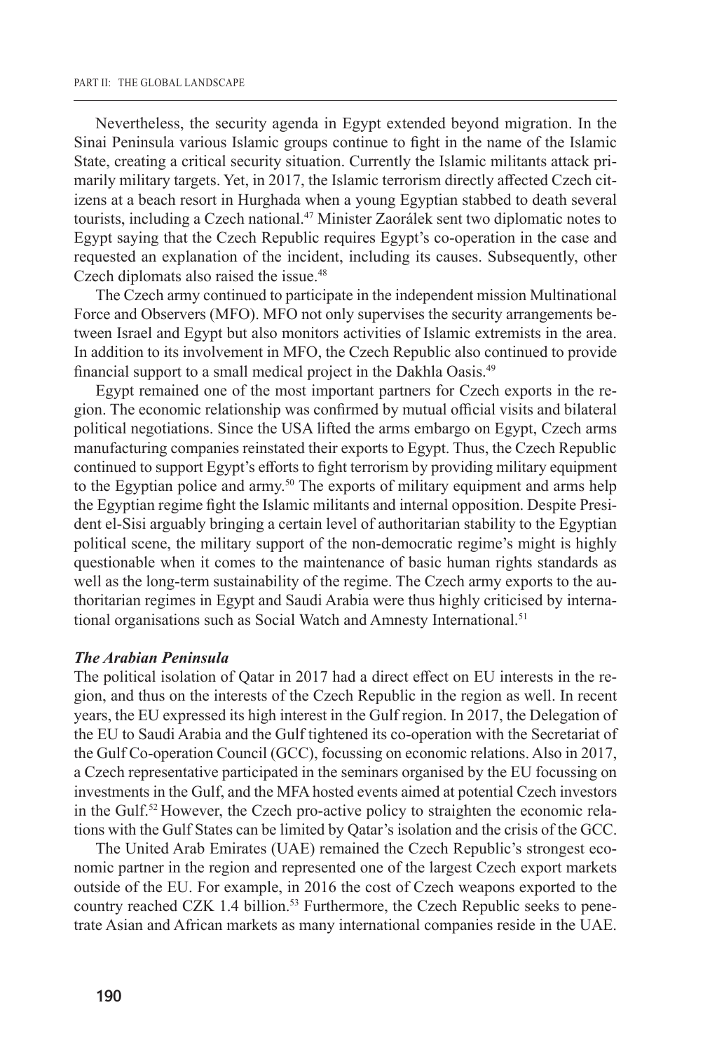Nevertheless, the security agenda in Egypt extended beyond migration. In the Sinai Peninsula various Islamic groups continue to fight in the name of the Islamic State, creating a critical security situation. Currently the Islamic militants attack primarily military targets. Yet, in 2017, the Islamic terrorism directly affected Czech citizens at a beach resort in Hurghada when a young Egyptian stabbed to death several tourists, including a Czech national.[47] Minister Zaorálek sent two diplomatic notes to Egypt saying that the Czech Republic requires Egypt's co-operation in the case and requested an explanation of the incident, including its causes. Subsequently, other Czech diplomats also raised the issue.[48]

The Czech army continued to participate in the independent mission Multinational Force and Observers (MFO). MFO not only supervises the security arrangements between Israel and Egypt but also monitors activities of Islamic extremists in the area. In addition to its involvement in MFO, the Czech Republic also continued to provide financial support to a small medical project in the Dakhla Oasis.[49]

Egypt remained one of the most important partners for Czech exports in the region. The economic relationship was confirmed by mutual official visits and bilateral political negotiations. Since the USA lifted the arms embargo on Egypt, Czech arms manufacturing companies reinstated their exports to Egypt. Thus, the Czech Republic continued to support Egypt's efforts to fight terrorism by providing military equipment to the Egyptian police and army.[50] The exports of military equipment and arms help the Egyptian regime fight the Islamic militants and internal opposition. Despite President el-Sisi arguably bringing a certain level of authoritarian stability to the Egyptian political scene, the military support of the non-democratic regime's might is highly questionable when it comes to the maintenance of basic human rights standards as well as the long-term sustainability of the regime. The Czech army exports to the authoritarian regimes in Egypt and Saudi Arabia were thus highly criticised by international organisations such as Social Watch and Amnesty International.[51]

***The Arabian Peninsula***

The political isolation of Qatar in 2017 had a direct effect on EU interests in the region, and thus on the interests of the Czech Republic in the region as well. In recent years, the EU expressed its high interest in the Gulf region. In 2017, the Delegation of the EU to Saudi Arabia and the Gulf tightened its co-operation with the Secretariat of the Gulf Co-operation Council (GCC), focussing on economic relations. Also in 2017, a Czech representative participated in the seminars organised by the EU focussing on investments in the Gulf, and the MFA hosted events aimed at potential Czech investors in the Gulf.[52] However, the Czech pro-active policy to straighten the economic relations with the Gulf States can be limited by Qatar's isolation and the crisis of the GCC.

The United Arab Emirates (UAE) remained the Czech Republic's strongest economic partner in the region and represented one of the largest Czech export markets outside of the EU. For example, in 2016 the cost of Czech weapons exported to the country reached CZK 1.4 billion.[53] Furthermore, the Czech Republic seeks to penetrate Asian and African markets as many international companies reside in the UAE.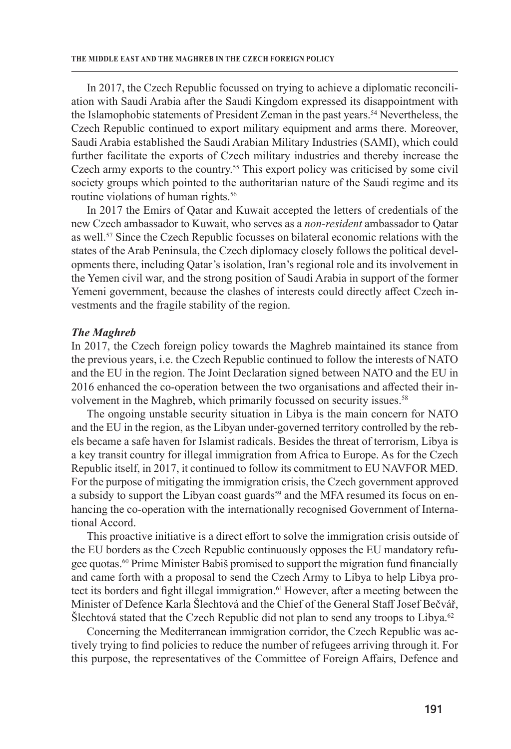In 2017, the Czech Republic focussed on trying to achieve a diplomatic reconciliation with Saudi Arabia after the Saudi Kingdom expressed its disappointment with the Islamophobic statements of President Zeman in the past years.[54] Nevertheless, the Czech Republic continued to export military equipment and arms there. Moreover, Saudi Arabia established the Saudi Arabian Military Industries (SAMI), which could further facilitate the exports of Czech military industries and thereby increase the Czech army exports to the country.[55] This export policy was criticised by some civil society groups which pointed to the authoritarian nature of the Saudi regime and its routine violations of human rights.[56]

In 2017 the Emirs of Qatar and Kuwait accepted the letters of credentials of the new Czech ambassador to Kuwait, who serves as a *non-resident* ambassador to Qatar as well.[57] Since the Czech Republic focusses on bilateral economic relations with the states of the Arab Peninsula, the Czech diplomacy closely follows the political developments there, including Qatar's isolation, Iran's regional role and its involvement in the Yemen civil war, and the strong position of Saudi Arabia in support of the former Yemeni government, because the clashes of interests could directly affect Czech investments and the fragile stability of the region.

### *The Maghreb*

In 2017, the Czech foreign policy towards the Maghreb maintained its stance from the previous years, i.e. the Czech Republic continued to follow the interests of NATO and the EU in the region. The Joint Declaration signed between NATO and the EU in 2016 enhanced the co-operation between the two organisations and affected their involvement in the Maghreb, which primarily focussed on security issues.[58]

The ongoing unstable security situation in Libya is the main concern for NATO and the EU in the region, as the Libyan under-governed territory controlled by the rebels became a safe haven for Islamist radicals. Besides the threat of terrorism, Libya is a key transit country for illegal immigration from Africa to Europe. As for the Czech Republic itself, in 2017, it continued to follow its commitment to EU NAVFOR MED. For the purpose of mitigating the immigration crisis, the Czech government approved a subsidy to support the Libyan coast guards[59] and the MFA resumed its focus on enhancing the co-operation with the internationally recognised Government of International Accord.

This proactive initiative is a direct effort to solve the immigration crisis outside of the EU borders as the Czech Republic continuously opposes the EU mandatory refugee quotas.[60] Prime Minister Babiš promised to support the migration fund financially and came forth with a proposal to send the Czech Army to Libya to help Libya protect its borders and fight illegal immigration.[61] However, after a meeting between the Minister of Defence Karla Šlechtová and the Chief of the General Staff Josef Bečvář, Šlechtová stated that the Czech Republic did not plan to send any troops to Libya.[62]

Concerning the Mediterranean immigration corridor, the Czech Republic was actively trying to find policies to reduce the number of refugees arriving through it. For this purpose, the representatives of the Committee of Foreign Affairs, Defence and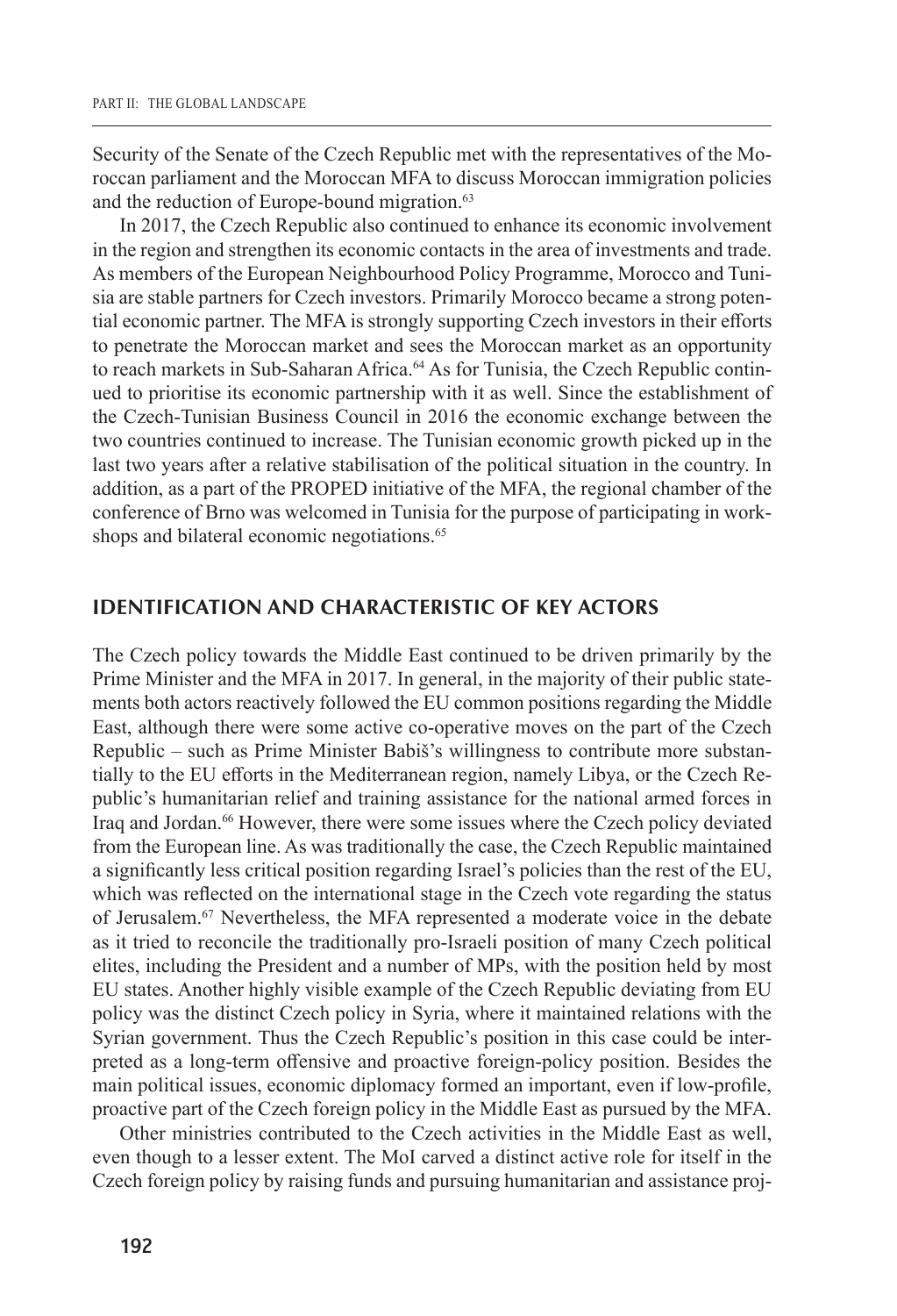Security of the Senate of the Czech Republic met with the representatives of the Moroccan parliament and the Moroccan MFA to discuss Moroccan immigration policies and the reduction of Europe-bound migration.[63]

In 2017, the Czech Republic also continued to enhance its economic involvement in the region and strengthen its economic contacts in the area of investments and trade. As members of the European Neighbourhood Policy Programme, Morocco and Tunisia are stable partners for Czech investors. Primarily Morocco became a strong potential economic partner. The MFA is strongly supporting Czech investors in their efforts to penetrate the Moroccan market and sees the Moroccan market as an opportunity to reach markets in Sub-Saharan Africa.[64] As for Tunisia, the Czech Republic continued to prioritise its economic partnership with it as well. Since the establishment of the Czech-Tunisian Business Council in 2016 the economic exchange between the two countries continued to increase. The Tunisian economic growth picked up in the last two years after a relative stabilisation of the political situation in the country. In addition, as a part of the PROPED initiative of the MFA, the regional chamber of the conference of Brno was welcomed in Tunisia for the purpose of participating in workshops and bilateral economic negotiations.[65]

## IDENTIFICATION AND CHARACTERISTIC OF KEY ACTORS

The Czech policy towards the Middle East continued to be driven primarily by the Prime Minister and the MFA in 2017. In general, in the majority of their public statements both actors reactively followed the EU common positions regarding the Middle East, although there were some active co-operative moves on the part of the Czech Republic – such as Prime Minister Babiš's willingness to contribute more substantially to the EU efforts in the Mediterranean region, namely Libya, or the Czech Republic's humanitarian relief and training assistance for the national armed forces in Iraq and Jordan.[66] However, there were some issues where the Czech policy deviated from the European line. As was traditionally the case, the Czech Republic maintained a significantly less critical position regarding Israel's policies than the rest of the EU, which was reflected on the international stage in the Czech vote regarding the status of Jerusalem.[67] Nevertheless, the MFA represented a moderate voice in the debate as it tried to reconcile the traditionally pro-Israeli position of many Czech political elites, including the President and a number of MPs, with the position held by most EU states. Another highly visible example of the Czech Republic deviating from EU policy was the distinct Czech policy in Syria, where it maintained relations with the Syrian government. Thus the Czech Republic's position in this case could be interpreted as a long-term offensive and proactive foreign-policy position. Besides the main political issues, economic diplomacy formed an important, even if low-profile, proactive part of the Czech foreign policy in the Middle East as pursued by the MFA.

Other ministries contributed to the Czech activities in the Middle East as well, even though to a lesser extent. The MoI carved a distinct active role for itself in the Czech foreign policy by raising funds and pursuing humanitarian and assistance proj-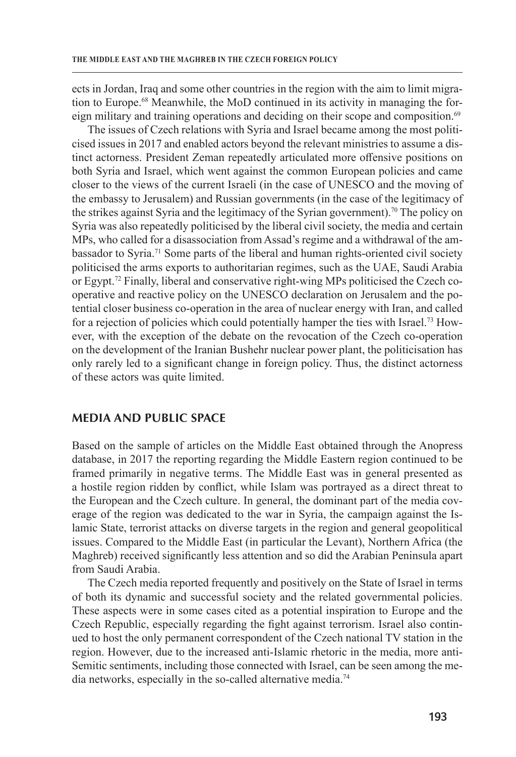ects in Jordan, Iraq and some other countries in the region with the aim to limit migration to Europe.[68] Meanwhile, the MoD continued in its activity in managing the foreign military and training operations and deciding on their scope and composition.[69]

The issues of Czech relations with Syria and Israel became among the most politicised issues in 2017 and enabled actors beyond the relevant ministries to assume a distinct actorness. President Zeman repeatedly articulated more offensive positions on both Syria and Israel, which went against the common European policies and came closer to the views of the current Israeli (in the case of UNESCO and the moving of the embassy to Jerusalem) and Russian governments (in the case of the legitimacy of the strikes against Syria and the legitimacy of the Syrian government).[70] The policy on Syria was also repeatedly politicised by the liberal civil society, the media and certain MPs, who called for a disassociation from Assad's regime and a withdrawal of the ambassador to Syria.[71] Some parts of the liberal and human rights-oriented civil society politicised the arms exports to authoritarian regimes, such as the UAE, Saudi Arabia or Egypt.[72] Finally, liberal and conservative right-wing MPs politicised the Czech co-operative and reactive policy on the UNESCO declaration on Jerusalem and the potential closer business co-operation in the area of nuclear energy with Iran, and called for a rejection of policies which could potentially hamper the ties with Israel.[73] However, with the exception of the debate on the revocation of the Czech co-operation on the development of the Iranian Bushehr nuclear power plant, the politicisation has only rarely led to a significant change in foreign policy. Thus, the distinct actorness of these actors was quite limited.

## MEDIA AND PUBLIC SPACE

Based on the sample of articles on the Middle East obtained through the Anopress database, in 2017 the reporting regarding the Middle Eastern region continued to be framed primarily in negative terms. The Middle East was in general presented as a hostile region ridden by conflict, while Islam was portrayed as a direct threat to the European and the Czech culture. In general, the dominant part of the media coverage of the region was dedicated to the war in Syria, the campaign against the Islamic State, terrorist attacks on diverse targets in the region and general geopolitical issues. Compared to the Middle East (in particular the Levant), Northern Africa (the Maghreb) received significantly less attention and so did the Arabian Peninsula apart from Saudi Arabia.

The Czech media reported frequently and positively on the State of Israel in terms of both its dynamic and successful society and the related governmental policies. These aspects were in some cases cited as a potential inspiration to Europe and the Czech Republic, especially regarding the fight against terrorism. Israel also continued to host the only permanent correspondent of the Czech national TV station in the region. However, due to the increased anti-Islamic rhetoric in the media, more anti-Semitic sentiments, including those connected with Israel, can be seen among the media networks, especially in the so-called alternative media.[74]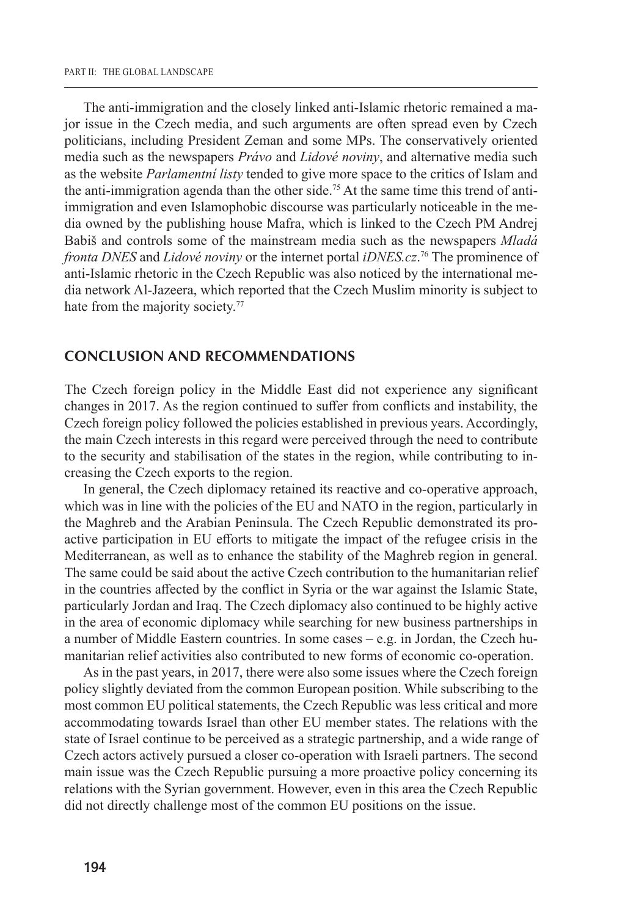The anti-immigration and the closely linked anti-Islamic rhetoric remained a major issue in the Czech media, and such arguments are often spread even by Czech politicians, including President Zeman and some MPs. The conservatively oriented media such as the newspapers *Právo* and *Lidové noviny*, and alternative media such as the website *Parlamentní listy* tended to give more space to the critics of Islam and the anti-immigration agenda than the other side.[75] At the same time this trend of anti-immigration and even Islamophobic discourse was particularly noticeable in the media owned by the publishing house Mafra, which is linked to the Czech PM Andrej Babiš and controls some of the mainstream media such as the newspapers *Mladá fronta DNES* and *Lidové noviny* or the internet portal *iDNES.cz*.[76] The prominence of anti-Islamic rhetoric in the Czech Republic was also noticed by the international media network Al-Jazeera, which reported that the Czech Muslim minority is subject to hate from the majority society.[77]

## CONCLUSION AND RECOMMENDATIONS

The Czech foreign policy in the Middle East did not experience any significant changes in 2017. As the region continued to suffer from conflicts and instability, the Czech foreign policy followed the policies established in previous years. Accordingly, the main Czech interests in this regard were perceived through the need to contribute to the security and stabilisation of the states in the region, while contributing to increasing the Czech exports to the region.

In general, the Czech diplomacy retained its reactive and co-operative approach, which was in line with the policies of the EU and NATO in the region, particularly in the Maghreb and the Arabian Peninsula. The Czech Republic demonstrated its proactive participation in EU efforts to mitigate the impact of the refugee crisis in the Mediterranean, as well as to enhance the stability of the Maghreb region in general. The same could be said about the active Czech contribution to the humanitarian relief in the countries affected by the conflict in Syria or the war against the Islamic State, particularly Jordan and Iraq. The Czech diplomacy also continued to be highly active in the area of economic diplomacy while searching for new business partnerships in a number of Middle Eastern countries. In some cases – e.g. in Jordan, the Czech humanitarian relief activities also contributed to new forms of economic co-operation.

As in the past years, in 2017, there were also some issues where the Czech foreign policy slightly deviated from the common European position. While subscribing to the most common EU political statements, the Czech Republic was less critical and more accommodating towards Israel than other EU member states. The relations with the state of Israel continue to be perceived as a strategic partnership, and a wide range of Czech actors actively pursued a closer co-operation with Israeli partners. The second main issue was the Czech Republic pursuing a more proactive policy concerning its relations with the Syrian government. However, even in this area the Czech Republic did not directly challenge most of the common EU positions on the issue.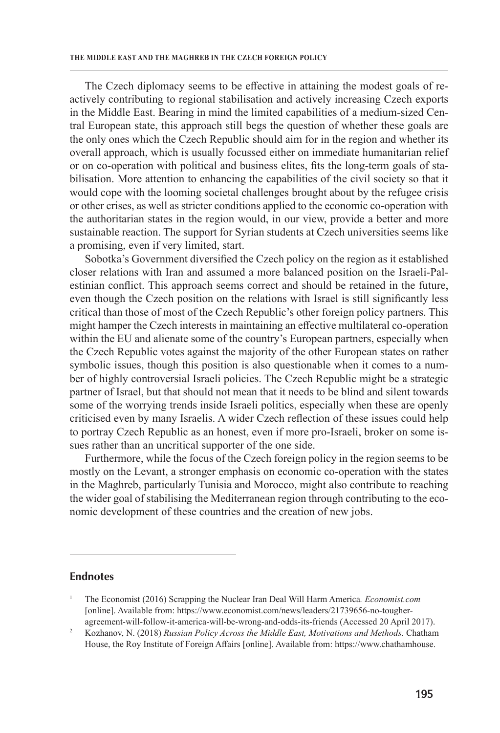The Czech diplomacy seems to be effective in attaining the modest goals of reactively contributing to regional stabilisation and actively increasing Czech exports in the Middle East. Bearing in mind the limited capabilities of a medium-sized Central European state, this approach still begs the question of whether these goals are the only ones which the Czech Republic should aim for in the region and whether its overall approach, which is usually focussed either on immediate humanitarian relief or on co-operation with political and business elites, fits the long-term goals of stabilisation. More attention to enhancing the capabilities of the civil society so that it would cope with the looming societal challenges brought about by the refugee crisis or other crises, as well as stricter conditions applied to the economic co-operation with the authoritarian states in the region would, in our view, provide a better and more sustainable reaction. The support for Syrian students at Czech universities seems like a promising, even if very limited, start.

Sobotka's Government diversified the Czech policy on the region as it established closer relations with Iran and assumed a more balanced position on the Israeli-Palestinian conflict. This approach seems correct and should be retained in the future, even though the Czech position on the relations with Israel is still significantly less critical than those of most of the Czech Republic's other foreign policy partners. This might hamper the Czech interests in maintaining an effective multilateral co-operation within the EU and alienate some of the country's European partners, especially when the Czech Republic votes against the majority of the other European states on rather symbolic issues, though this position is also questionable when it comes to a number of highly controversial Israeli policies. The Czech Republic might be a strategic partner of Israel, but that should not mean that it needs to be blind and silent towards some of the worrying trends inside Israeli politics, especially when these are openly criticised even by many Israelis. A wider Czech reflection of these issues could help to portray Czech Republic as an honest, even if more pro-Israeli, broker on some issues rather than an uncritical supporter of the one side.

Furthermore, while the focus of the Czech foreign policy in the region seems to be mostly on the Levant, a stronger emphasis on economic co-operation with the states in the Maghreb, particularly Tunisia and Morocco, might also contribute to reaching the wider goal of stabilising the Mediterranean region through contributing to the economic development of these countries and the creation of new jobs.

## Endnotes

1. The Economist (2016) Scrapping the Nuclear Iran Deal Will Harm America. *Economist.com* [online]. Available from: https://www.economist.com/news/leaders/21739656-no-tougher-agreement-will-follow-it-america-will-be-wrong-and-odds-its-friends (Accessed 20 April 2017).
2. Kozhanov, N. (2018) *Russian Policy Across the Middle East, Motivations and Methods.* Chatham House, the Roy Institute of Foreign Affairs [online]. Available from: https://www.chathamhouse.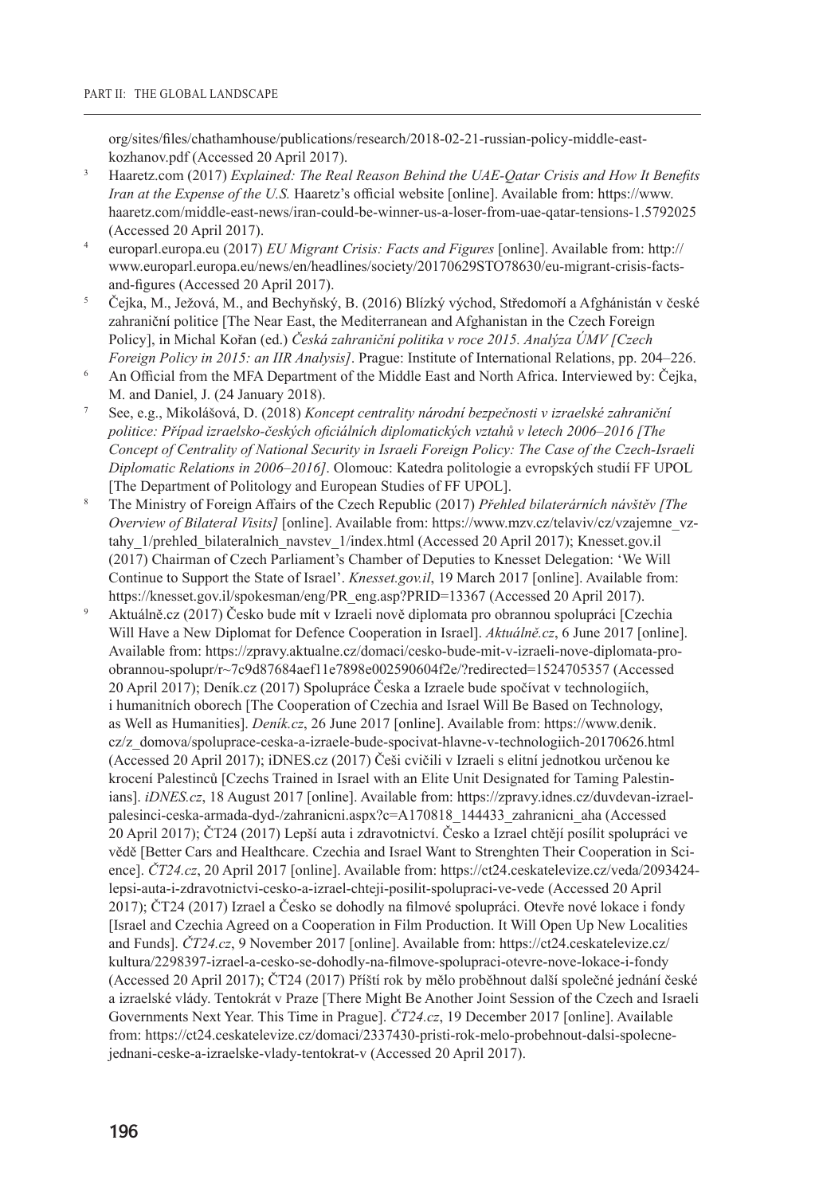org/sites/files/chathamhouse/publications/research/2018-02-21-russian-policy-middle-east-kozhanov.pdf (Accessed 20 April 2017).

3. Haaretz.com (2017) *Explained: The Real Reason Behind the UAE-Qatar Crisis and How It Benefits Iran at the Expense of the U.S.* Haaretz's official website [online]. Available from: https://www.haaretz.com/middle-east-news/iran-could-be-winner-us-a-loser-from-uae-qatar-tensions-1.5792025 (Accessed 20 April 2017).

4. europarl.europa.eu (2017) *EU Migrant Crisis: Facts and Figures* [online]. Available from: http://www.europarl.europa.eu/news/en/headlines/society/20170629STO78630/eu-migrant-crisis-facts-and-figures (Accessed 20 April 2017).

5. Čejka, M., Dežová, M., and Bechyňský, B. (2016) Blízký východ, Středomoří a Afghánistán v české zahraniční politice [The Near East, the Mediterranean and Afghanistan in the Czech Foreign Policy], in Michal Kořan (ed.) *Česká zahraniční politika v roce 2015. Analýza ÚMV [Czech Foreign Policy in 2015: an IIR Analysis]*. Prague: Institute of International Relations, pp. 204–226.

6. An Official from the MFA Department of the Middle East and North Africa. Interviewed by: Čejka, M. and Daniel, J. (24 January 2018).

7. See, e.g., Mikolášová, D. (2018) *Koncept centrality národní bezpečnosti v izraelské zahraniční politice: Případ izraelsko-českých oficiálních diplomatických vztahů v letech 2006–2016 [The Concept of Centrality of National Security in Israeli Foreign Policy: The Case of the Czech-Israeli Diplomatic Relations in 2006–2016]*. Olomouc: Katedra politologie a evropských studií FF UPOL [The Department of Politology and European Studies of FF UPOL].

8. The Ministry of Foreign Affairs of the Czech Republic (2017) *Přehled bilaterárních návštěv [The Overview of Bilateral Visits]* [online]. Available from: https://www.mzv.cz/telaviv/cz/vzajemne_vztahy_1/prehled_bilateralnich_navstev_1/index.html (Accessed 20 April 2017); Knesset.gov.il (2017) Chairman of Czech Parliament's Chamber of Deputies to Knesset Delegation: 'We Will Continue to Support the State of Israel'. *Knesset.gov.il*, 19 March 2017 [online]. Available from: https://knesset.gov.il/spokesman/eng/PR_eng.asp?PRID=13367 (Accessed 20 April 2017).

9. Aktuálně.cz (2017) Česko bude mít v Izraeli nově diplomata pro obrannou spolupráci [Czechia Will Have a New Diplomat for Defence Cooperation in Israel]. *Aktuálně.cz*, 6 June 2017 [online]. Available from: https://zpravy.aktualne.cz/domaci/cesko-bude-mit-v-izraeli-nove-diplomata-pro-obrannou-spolupr/r~7c9d87684aef11e7898e002590604f2e/?redirected=1524705357 (Accessed 20 April 2017); Deník.cz (2017) Spolupráce Česka a Izraele bude spočívat v technologiích, i humanitních oborech [The Cooperation of Czechia and Israel Will Be Based on Technology, as Well as Humanities]. *Deník.cz*, 26 June 2017 [online]. Available from: https://www.denik.cz/z_domova/spoluprace-ceska-a-izraele-bude-spocivat-hlavne-v-technologiich-20170626.html (Accessed 20 April 2017); iDNES.cz (2017) Češi cvičili v Izraeli s elitní jednotkou určenou ke krocení Palestinců [Czechs Trained in Israel with an Elite Unit Designated for Taming Palestinians]. *iDNES.cz*, 18 August 2017 [online]. Available from: https://zpravy.idnes.cz/duvdevan-izrael-palesinci-ceska-armada-dyd-/zahranicni.aspx?c=A170818_144433_zahranicni_aha (Accessed 20 April 2017); ČT24 (2017) Lepší auta i zdravotnictví. Česko a Izrael chtějí posílit spolupráci ve vědě [Better Cars and Healthcare. Czechia and Israel Want to Strenghten Their Cooperation in Science]. *ČT24.cz*, 20 April 2017 [online]. Available from: https://ct24.ceskatelevize.cz/veda/2093424-lepsi-auta-i-zdravotnictvi-cesko-a-izrael-chteji-posilit-spolupraci-ve-vede (Accessed 20 April 2017); ČT24 (2017) Izrael a Česko se dohodly na filmové spolupráci. Otevře nové lokace i fondy [Israel and Czechia Agreed on a Cooperation in Film Production. It Will Open Up New Localities and Funds]. *ČT24.cz*, 9 November 2017 [online]. Available from: https://ct24.ceskatelevize.cz/kultura/2298397-izrael-a-cesko-se-dohodly-na-filmove-spolupraci-otevre-nove-lokace-i-fondy (Accessed 20 April 2017); ČT24 (2017) Příští rok by mělo proběhnout další společné jednání české a izraelské vlády. Tentokrát v Praze [There Might Be Another Joint Session of the Czech and Israeli Governments Next Year. This Time in Prague]. *ČT24.cz*, 19 December 2017 [online]. Available from: https://ct24.ceskatelevize.cz/domaci/2337430-pristi-rok-melo-probehnout-dalsi-spolecne-jednani-ceske-a-izraelske-vlady-tentokrat-v (Accessed 20 April 2017).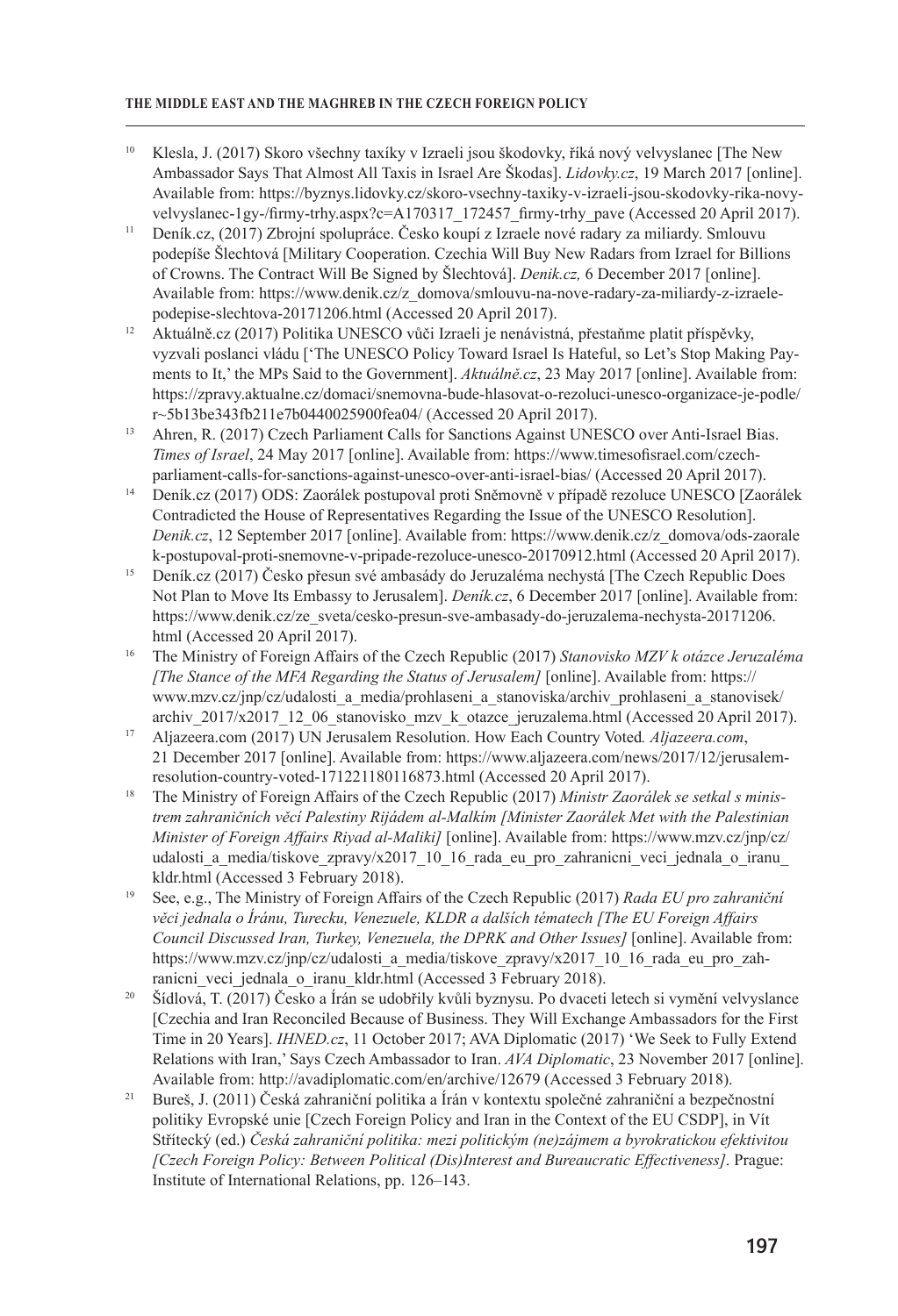10 Klesla, J. (2017) Skoro všechny taxíky v Izraeli jsou škodovky, říká nový velvyslanec [The New Ambassador Says That Almost All Taxis in Israel Are Škodas]. *Lidovky.cz*, 19 March 2017 [online]. Available from: https://byznys.lidovky.cz/skoro-vsechny-taxiky-v-izraeli-jsou-skodovky-rika-novy-velvyslanec-1gy-/firmy-trhy.aspx?c=A170317_172457_firmy-trhy_pave (Accessed 20 April 2017).

11 Deník.cz, (2017) Zbrojní spolupráce. Česko koupí z Izraele nové radary za miliardy. Smlouvu podepíše Šlechtová [Military Cooperation. Czechia Will Buy New Radars from Izrael for Billions of Crowns. The Contract Will Be Signed by Šlechtová]. *Denik.cz,* 6 December 2017 [online]. Available from: https://www.denik.cz/z_domova/smlouvu-na-nove-radary-za-miliardy-z-izraele-podepise-slechtova-20171206.html (Accessed 20 April 2017).

12 Aktuálně.cz (2017) Politika UNESCO vůči Izraeli je nenávistná, přestaňme platit příspěvky, vyzvali poslanci vládu ['The UNESCO Policy Toward Israel Is Hateful, so Let's Stop Making Payments to It,' the MPs Said to the Government]. *Aktuálně.cz*, 23 May 2017 [online]. Available from: https://zpravy.aktualne.cz/domaci/snemovna-bude-hlasovat-o-rezoluci-unesco-organizace-je-podle/r~5b13be343fb211e7b0440025900fea04/ (Accessed 20 April 2017).

13 Ahren, R. (2017) Czech Parliament Calls for Sanctions Against UNESCO over Anti-Israel Bias. *Times of Israel*, 24 May 2017 [online]. Available from: https://www.timesofisrael.com/czech-parliament-calls-for-sanctions-against-unesco-over-anti-israel-bias/ (Accessed 20 April 2017).

14 Deník.cz (2017) ODS: Zaorálek postupoval proti Sněmovně v případě rezoluce UNESCO [Zaorálek Contradicted the House of Representatives Regarding the Issue of the UNESCO Resolution]. *Denik.cz*, 12 September 2017 [online]. Available from: https://www.denik.cz/z_domova/ods-zaoralek-postupoval-proti-snemovne-v-pripade-rezoluce-unesco-20170912.html (Accessed 20 April 2017).

15 Deník.cz (2017) Česko přesun své ambasády do Jeruzaléma nechystá [The Czech Republic Does Not Plan to Move Its Embassy to Jerusalem]. *Deník.cz*, 6 December 2017 [online]. Available from: https://www.denik.cz/ze_sveta/cesko-presun-sve-ambasady-do-jeruzalema-nechysta-20171206.html (Accessed 20 April 2017).

16 The Ministry of Foreign Affairs of the Czech Republic (2017) *Stanovisko MZV k otázce Jeruzaléma [The Stance of the MFA Regarding the Status of Jerusalem]* [online]. Available from: https://www.mzv.cz/jnp/cz/udalosti_a_media/prohlaseni_a_stanoviska/archiv_prohlaseni_a_stanovisek/archiv_2017/x2017_12_06_stanovisko_mzv_k_otazce_jeruzalema.html (Accessed 20 April 2017).

17 Aljazeera.com (2017) UN Jerusalem Resolution. How Each Country Voted*. Aljazeera.com*, 21 December 2017 [online]. Available from: https://www.aljazeera.com/news/2017/12/jerusalem-resolution-country-voted-171221180116873.html (Accessed 20 April 2017).

18 The Ministry of Foreign Affairs of the Czech Republic (2017) *Ministr Zaorálek se setkal s ministrem zahraničních věcí Palestiny Rijádem al-Malkím [Minister Zaorálek Met with the Palestinian Minister of Foreign Affairs Riyad al-Maliki]* [online]. Available from: https://www.mzv.cz/jnp/cz/udalosti_a_media/tiskove_zpravy/x2017_10_16_rada_eu_pro_zahranicni_veci_jednala_o_iranu_kldr.html (Accessed 3 February 2018).

19 See, e.g., The Ministry of Foreign Affairs of the Czech Republic (2017) *Rada EU pro zahraniční věci jednala o Íránu, Turecku, Venezuele, KLDR a dalších tématech [The EU Foreign Affairs Council Discussed Iran, Turkey, Venezuela, the DPRK and Other Issues]* [online]. Available from: https://www.mzv.cz/jnp/cz/udalosti_a_media/tiskove_zpravy/x2017_10_16_rada_eu_pro_zahranicni_veci_jednala_o_iranu_kldr.html (Accessed 3 February 2018).

20 Šídlová, T. (2017) Česko a Írán se udobřily kvůli byznysu. Po dvaceti letech si vymění velvyslance [Czechia and Iran Reconciled Because of Business. They Will Exchange Ambassadors for the First Time in 20 Years]. *IHNED.cz*, 11 October 2017; AVA Diplomatic (2017) 'We Seek to Fully Extend Relations with Iran,' Says Czech Ambassador to Iran. *AVA Diplomatic*, 23 November 2017 [online]. Available from: http://avadiplomatic.com/en/archive/12679 (Accessed 3 February 2018).

21 Bureš, J. (2011) Česká zahraniční politika a Írán v kontextu společné zahraniční a bezpečnostní politiky Evropské unie [Czech Foreign Policy and Iran in the Context of the EU CSDP], in Vít Stříteckỳ (ed.) *Česká zahraniční politika: mezi politickým (ne)zájmem a byrokratickou efektivitou [Czech Foreign Policy: Between Political (Dis)Interest and Bureaucratic Effectiveness]*. Prague: Institute of International Relations, pp. 126–143.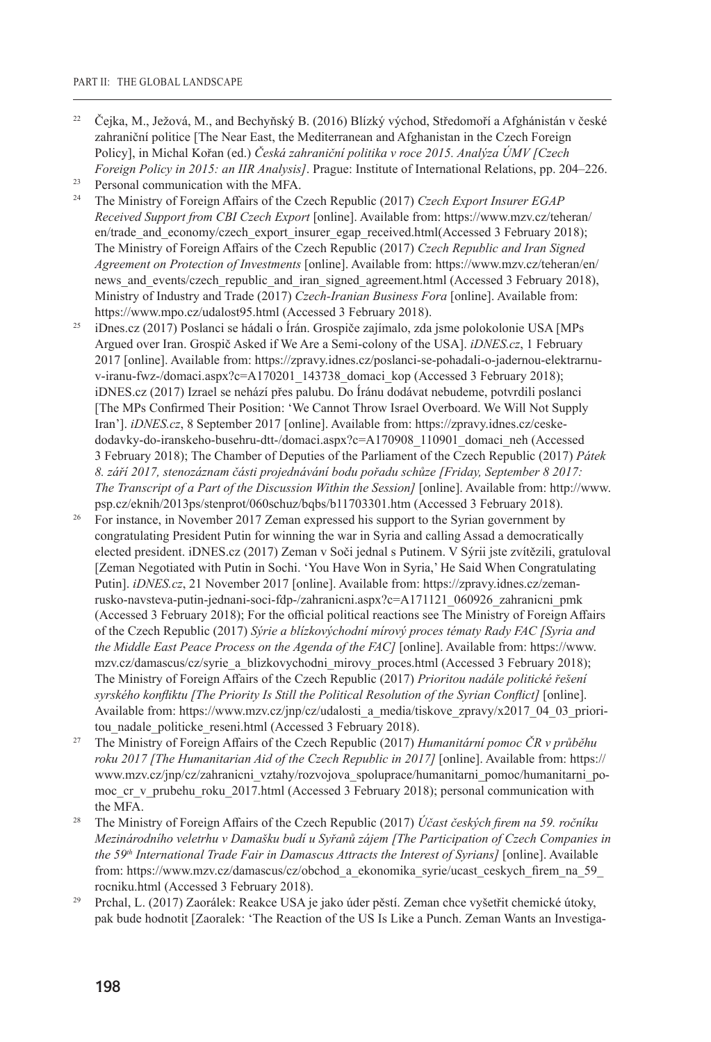[22] Čejka, M., Ježová, M., and Bechyňský B. (2016) Blízký východ, Středomoří a Afghánistán v české zahraniční politice [The Near East, the Mediterranean and Afghanistan in the Czech Foreign Policy], in Michal Kořan (ed.) *Česká zahraniční politika v roce 2015. Analýza ÚMV [Czech Foreign Policy in 2015: an IIR Analysis]*. Prague: Institute of International Relations, pp. 204–226.

[23] Personal communication with the MFA.

[24] The Ministry of Foreign Affairs of the Czech Republic (2017) *Czech Export Insurer EGAP Received Support from CBI Czech Export* [online]. Available from: https://www.mzv.cz/teheran/en/trade_and_economy/czech_export_insurer_egap_received.html(Accessed 3 February 2018); The Ministry of Foreign Affairs of the Czech Republic (2017) *Czech Republic and Iran Signed Agreement on Protection of Investments* [online]. Available from: https://www.mzv.cz/teheran/en/news_and_events/czech_republic_and_iran_signed_agreement.html (Accessed 3 February 2018), Ministry of Industry and Trade (2017) *Czech-Iranian Business Fora* [online]. Available from: https://www.mpo.cz/udalost95.html (Accessed 3 February 2018).

[25] iDnes.cz (2017) Poslanci se hádali o Írán. Grospiče zajímalo, zda jsme polokolonie USA [MPs Argued over Iran. Grospič Asked if We Are a Semi-colony of the USA]. *iDNES.cz*, 1 February 2017 [online]. Available from: https://zpravy.idnes.cz/poslanci-se-pohadali-o-jadernou-elektrarnu-v-iranu-fwz-/domaci.aspx?c=A170201_143738_domaci_kop (Accessed 3 February 2018); iDNES.cz (2017) Izrael se nehází přes palubu. Do Íránu dodávat nebudeme, potvrdili poslanci [The MPs Confirmed Their Position: 'We Cannot Throw Israel Overboard. We Will Not Supply Iran']. *iDNES.cz*, 8 September 2017 [online]. Available from: https://zpravy.idnes.cz/ceske-dodavky-do-iranskeho-busehru-dtt-/domaci.aspx?c=A170908_110901_domaci_neh (Accessed 3 February 2018); The Chamber of Deputies of the Parliament of the Czech Republic (2017) *Pátek 8. září 2017, stenozáznam části projednávání bodu pořadu schůze [Friday, September 8 2017: The Transcript of a Part of the Discussion Within the Session]* [online]. Available from: http://www.psp.cz/eknih/2013ps/stenprot/060schuz/bqbs/b11703301.htm (Accessed 3 February 2018).

[26] For instance, in November 2017 Zeman expressed his support to the Syrian government by congratulating President Putin for winning the war in Syria and calling Assad a democratically elected president. iDNES.cz (2017) Zeman v Soči jednal s Putinem. V Sýrii jste zvítězili, gratuloval [Zeman Negotiated with Putin in Sochi. 'You Have Won in Syria,' He Said When Congratulating Putin]. *iDNES.cz*, 21 November 2017 [online]. Available from: https://zpravy.idnes.cz/zeman-rusko-navsteva-putin-jednani-soci-fdp-/zahranicni.aspx?c=A171121_060926_zahranicni_pmk (Accessed 3 February 2018); For the official political reactions see The Ministry of Foreign Affairs of the Czech Republic (2017) *Sýrie a blízkovýchodní mírový proces tématy Rady FAC [Syria and the Middle East Peace Process on the Agenda of the FAC]* [online]. Available from: https://www.mzv.cz/damascus/cz/syrie_a_blizkovychodni_mirovy_proces.html (Accessed 3 February 2018); The Ministry of Foreign Affairs of the Czech Republic (2017) *Prioritou nadále politické řešení syrského konfliktu [The Priority Is Still the Political Resolution of the Syrian Conflict]* [online]. Available from: https://www.mzv.cz/jnp/cz/udalosti_a_media/tiskove_zpravy/x2017_04_03_prioritou_nadale_politicke_reseni.html (Accessed 3 February 2018).

[27] The Ministry of Foreign Affairs of the Czech Republic (2017) *Humanitární pomoc ČR v průběhu roku 2017 [The Humanitarian Aid of the Czech Republic in 2017]* [online]. Available from: https://www.mzv.cz/jnp/cz/zahranicni_vztahy/rozvojova_spoluprace/humanitarni_pomoc/humanitarni_pomoc_cr_v_prubehu_roku_2017.html (Accessed 3 February 2018); personal communication with the MFA.

[28] The Ministry of Foreign Affairs of the Czech Republic (2017) *Účast českých firem na 59. ročníku Mezinárodního veletrhu v Damašku budí u Syřanů zájem [The Participation of Czech Companies in the 59th International Trade Fair in Damascus Attracts the Interest of Syrians]* [online]. Available from: https://www.mzv.cz/damascus/cz/obchod_a_ekonomika_syrie/ucast_ceskych_firem_na_59_rocniku.html (Accessed 3 February 2018).

[29] Prchal, L. (2017) Zaorálek: Reakce USA je jako úder pěstí. Zeman chce vyšetřit chemické útoky, pak bude hodnotit [Zaoralek: 'The Reaction of the US Is Like a Punch. Zeman Wants an Investiga-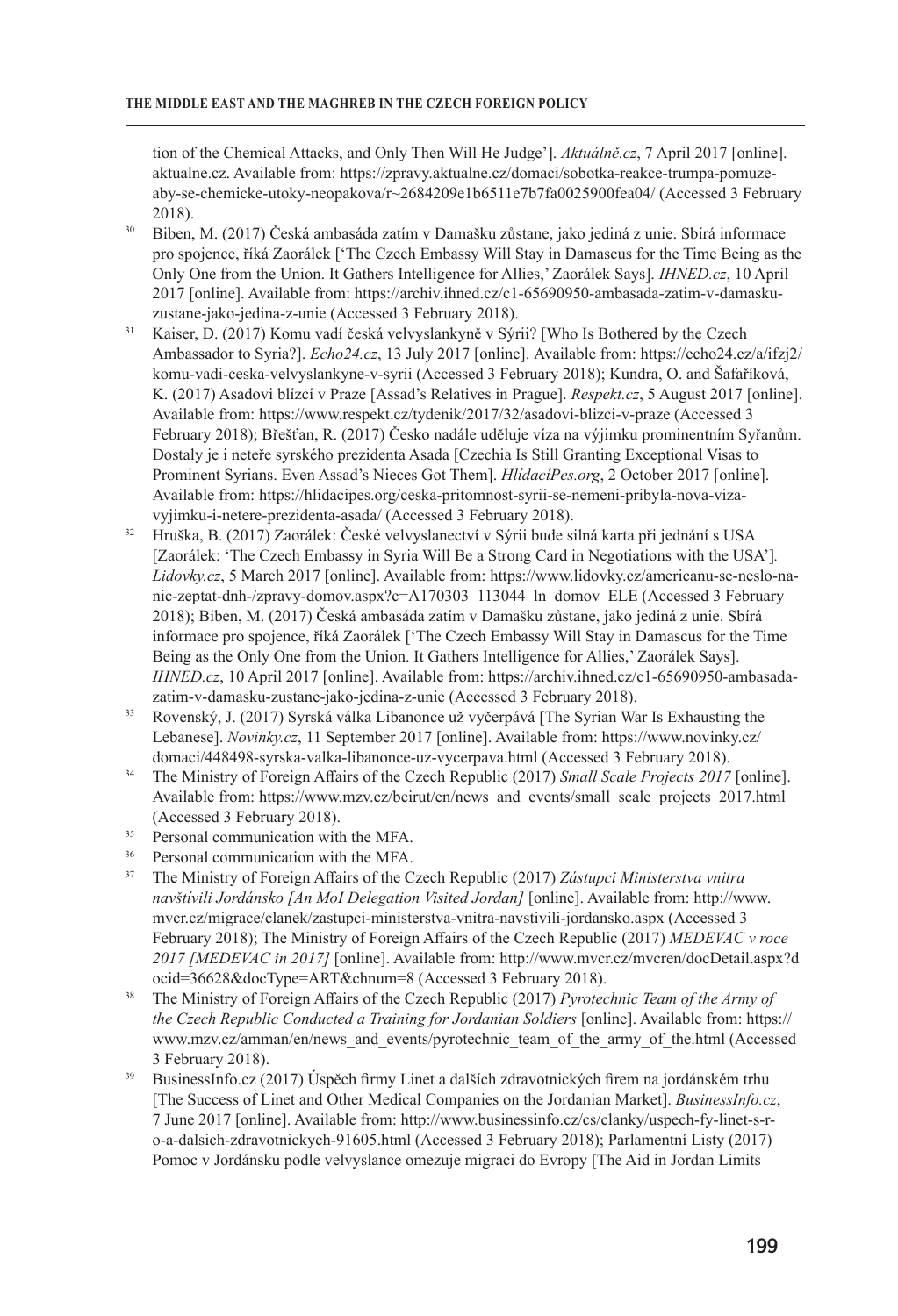tion of the Chemical Attacks, and Only Then Will He Judge']. *Aktuálně.cz*, 7 April 2017 [online]. aktualne.cz. Available from: https://zpravy.aktualne.cz/domaci/sobotka-reakce-trumpa-pomuze-aby-se-chemicke-utoky-neopakova/r~2684209e1b6511e7b7fa0025900fea04/ (Accessed 3 February 2018).

[30] Biben, M. (2017) Česká ambasáda zatím v Damašku zůstane, jako jediná z unie. Sbírá informace pro spojence, říká Zaorálek ['The Czech Embassy Will Stay in Damascus for the Time Being as the Only One from the Union. It Gathers Intelligence for Allies,' Zaorálek Says]. *IHNED.cz*, 10 April 2017 [online]. Available from: https://archiv.ihned.cz/c1-65690950-ambasada-zatim-v-damasku-zustane-jako-jedina-z-unie (Accessed 3 February 2018).

[31] Kaiser, D. (2017) Komu vadí česká velvyslankyně v Sýrii? [Who Is Bothered by the Czech Ambassador to Syria?]. *Echo24.cz*, 13 July 2017 [online]. Available from: https://echo24.cz/a/ifzj2/komu-vadi-ceska-velvyslankyne-v-syrii (Accessed 3 February 2018); Kundra, O. and Šafaříková, K. (2017) Asadovi blízcí v Praze [Assad's Relatives in Prague]. *Respekt.cz*, 5 August 2017 [online]. Available from: https://www.respekt.cz/tydenik/2017/32/asadovi-blizci-v-praze (Accessed 3 February 2018); Břešťan, R. (2017) Česko nadále uděluje víza na výjimku prominentním Syřanům. Dostaly je i neteře syrského prezidenta Asada [Czechia Is Still Granting Exceptional Visas to Prominent Syrians. Even Assad's Nieces Got Them]. *HlídacíPes.org*, 2 October 2017 [online]. Available from: https://hlidacipes.org/ceska-pritomnost-syrii-se-nemeni-pribyla-nova-viza-vyjimku-i-netere-prezidenta-asada/ (Accessed 3 February 2018).

[32] Hruška, B. (2017) Zaorálek: České velvyslanectví v Sýrii bude silná karta při jednání s USA [Zaorálek: 'The Czech Embassy in Syria Will Be a Strong Card in Negotiations with the USA']. *Lidovky.cz*, 5 March 2017 [online]. Available from: https://www.lidovky.cz/americanu-se-neslo-na-nic-zeptat-dnh-/zpravy-domov.aspx?c=A170303_113044_ln_domov_ELE (Accessed 3 February 2018); Biben, M. (2017) Česká ambasáda zatím v Damašku zůstane, jako jediná z unie. Sbírá informace pro spojence, říká Zaorálek ['The Czech Embassy Will Stay in Damascus for the Time Being as the Only One from the Union. It Gathers Intelligence for Allies,' Zaorálek Says]. *IHNED.cz*, 10 April 2017 [online]. Available from: https://archiv.ihned.cz/c1-65690950-ambasada-zatim-v-damasku-zustane-jako-jedina-z-unie (Accessed 3 February 2018).

[33] Rovenský, J. (2017) Syrská válka Libanonce už vyčerpává [The Syrian War Is Exhausting the Lebanese]. *Novinky.cz*, 11 September 2017 [online]. Available from: https://www.novinky.cz/domaci/448498-syrska-valka-libanonce-uz-vycerpava.html (Accessed 3 February 2018).

[34] The Ministry of Foreign Affairs of the Czech Republic (2017) *Small Scale Projects 2017* [online]. Available from: https://www.mzv.cz/beirut/en/news_and_events/small_scale_projects_2017.html (Accessed 3 February 2018).

[35] Personal communication with the MFA.

[36] Personal communication with the MFA.

[37] The Ministry of Foreign Affairs of the Czech Republic (2017) *Zástupci Ministerstva vnitra navštívili Jordánsko [An MoI Delegation Visited Jordan]* [online]. Available from: http://www.mvcr.cz/migrace/clanek/zastupci-ministerstva-vnitra-navstivili-jordansko.aspx (Accessed 3 February 2018); The Ministry of Foreign Affairs of the Czech Republic (2017) *MEDEVAC v roce 2017 [MEDEVAC in 2017]* [online]. Available from: http://www.mvcr.cz/mvcren/docDetail.aspx?docid=36628&docType=ART&chnum=8 (Accessed 3 February 2018).

[38] The Ministry of Foreign Affairs of the Czech Republic (2017) *Pyrotechnic Team of the Army of the Czech Republic Conducted a Training for Jordanian Soldiers* [online]. Available from: https://www.mzv.cz/amman/en/news_and_events/pyrotechnic_team_of_the_army_of_the.html (Accessed 3 February 2018).

[39] BusinessInfo.cz (2017) Úspěch firmy Linet a dalších zdravotnických firem na jordánském trhu [The Success of Linet and Other Medical Companies on the Jordanian Market]. *BusinessInfo.cz*, 7 June 2017 [online]. Available from: http://www.businessinfo.cz/cs/clanky/uspech-fy-linet-s-r-o-a-dalsich-zdravotnickych-91605.html (Accessed 3 February 2018); Parlamentní Listy (2017) Pomoc v Jordánsku podle velvyslance omezuje migraci do Evropy [The Aid in Jordan Limits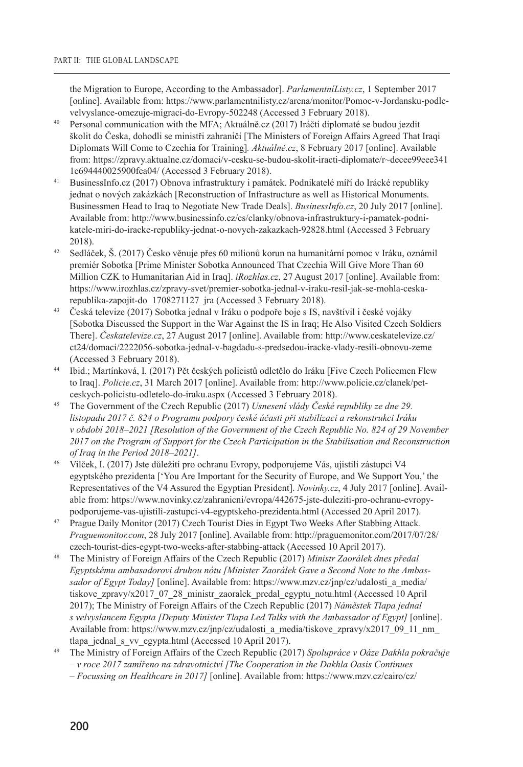the Migration to Europe, According to the Ambassador]. *ParlamentníListy.cz*, 1 September 2017 [online]. Available from: https://www.parlamentnilisty.cz/arena/monitor/Pomoc-v-Jordansku-podle-velvyslance-omezuje-migraci-do-Evropy-502248 (Accessed 3 February 2018).

40. Personal communication with the MFA; Aktuálně.cz (2017) Iráčtí diplomaté se budou jezdit školit do Česka, dohodli se ministři zahraničí [The Ministers of Foreign Affairs Agreed That Iraqi Diplomats Will Come to Czechia for Training]. *Aktuálně.cz*, 8 February 2017 [online]. Available from: https://zpravy.aktualne.cz/domaci/v-cesku-se-budou-skolit-iracti-diplomate/r~decee99eee3411e694440025900fea04/ (Accessed 3 February 2018).

41. BusinessInfo.cz (2017) Obnova infrastruktury i památek. Podnikatelé míří do Irácké republiky jednat o nových zakázkách [Reconstruction of Infrastructure as well as Historical Monuments. Businessmen Head to Iraq to Negotiate New Trade Deals]. *BusinessInfo.cz*, 20 July 2017 [online]. Available from: http://www.businessinfo.cz/cs/clanky/obnova-infrastruktury-i-pamatek-podnikatele-miri-do-iracke-republiky-jednat-o-novych-zakazkach-92828.html (Accessed 3 February 2018).

42. Sedláček, Š. (2017) Česko věnuje přes 60 milionů korun na humanitární pomoc v Iráku, oznámil premiér Sobotka [Prime Minister Sobotka Announced That Czechia Will Give More Than 60 Million CZK to Humanitarian Aid in Iraq]. *iRozhlas.cz*, 27 August 2017 [online]. Available from: https://www.irozhlas.cz/zpravy-svet/premier-sobotka-jednal-v-iraku-resil-jak-se-mohla-ceska-republika-zapojit-do_1708271127_jra (Accessed 3 February 2018).

43. Česká televize (2017) Sobotka jednal v Iráku o podpoře boje s IS, navštívil i české vojáky [Sobotka Discussed the Support in the War Against the IS in Iraq; He Also Visited Czech Soldiers There]. *Českatelevize.cz*, 27 August 2017 [online]. Available from: http://www.ceskatelevize.cz/ct24/domaci/2222056-sobotka-jednal-v-bagdadu-s-predsedou-iracke-vlady-resili-obnovu-zeme (Accessed 3 February 2018).

44. Ibid.; Martínková, I. (2017) Pět českých policistů odletělo do Iráku [Five Czech Policemen Flew to Iraq]. *Policie.cz*, 31 March 2017 [online]. Available from: http://www.policie.cz/clanek/pet-ceskych-policistu-odletelo-do-iraku.aspx (Accessed 3 February 2018).

45. The Government of the Czech Republic (2017) *Usnesení vlády České republiky ze dne 29. listopadu 2017 č. 824 o Programu podpory české účasti při stabilizaci a rekonstrukci Iráku v období 2018–2021 [Resolution of the Government of the Czech Republic No. 824 of 29 November 2017 on the Program of Support for the Czech Participation in the Stabilisation and Reconstruction of Iraq in the Period 2018–2021]*.

46. Vilček, I. (2017) Jste důležití pro ochranu Evropy, podporujeme Vás, ujistili zástupci V4 egyptského prezidenta ['You Are Important for the Security of Europe, and We Support You,' the Representatives of the V4 Assured the Egyptian President]. *Novinky.cz*, 4 July 2017 [online]. Available from: https://www.novinky.cz/zahranicni/evropa/442675-jste-duleziti-pro-ochranu-evropy-podporujeme-vas-ujistili-zastupci-v4-egyptskeho-prezidenta.html (Accessed 20 April 2017).

47. Prague Daily Monitor (2017) Czech Tourist Dies in Egypt Two Weeks After Stabbing Attack. *Praguemonitor.com*, 28 July 2017 [online]. Available from: http://praguemonitor.com/2017/07/28/czech-tourist-dies-egypt-two-weeks-after-stabbing-attack (Accessed 10 April 2017).

48. The Ministry of Foreign Affairs of the Czech Republic (2017) *Ministr Zaorálek dnes předal Egyptskému ambasadorovi druhou nótu [Minister Zaorálek Gave a Second Note to the Ambassador of Egypt Today]* [online]. Available from: https://www.mzv.cz/jnp/cz/udalosti_a_media/tiskove_zpravy/x2017_07_28_ministr_zaoralek_predal_egyptu_notu.html (Accessed 10 April 2017); The Ministry of Foreign Affairs of the Czech Republic (2017) *Náměstek Tlapa jednal s velvyslancem Egypta [Deputy Minister Tlapa Led Talks with the Ambassador of Egypt]* [online]. Available from: https://www.mzv.cz/jnp/cz/udalosti_a_media/tiskove_zpravy/x2017_09_11_nm_tlapa_jednal_s_vv_egypta.html (Accessed 10 April 2017).

49. The Ministry of Foreign Affairs of the Czech Republic (2017) *Spolupráce v Oáze Dakhla pokračuje – v roce 2017 zaměřeno na zdravotnictví [The Cooperation in the Dakhla Oasis Continues – Focussing on Healthcare in 2017]* [online]. Available from: https://www.mzv.cz/cairo/cz/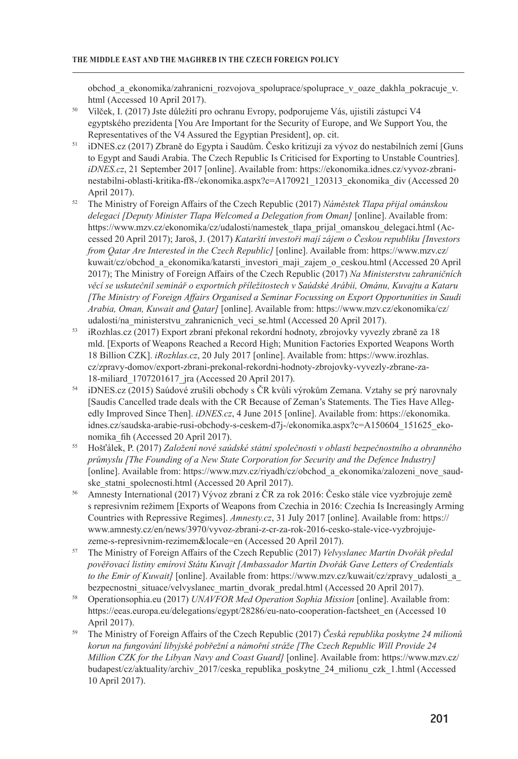obchod_a_ekonomika/zahranicni_rozvojova_spoluprace/spoluprace_v_oaze_dakhla_pokracuje_v.html (Accessed 10 April 2017).

50 Vilček, I. (2017) Jste důležití pro ochranu Evropy, podporujeme Vás, ujistili zástupci V4 egyptského prezidenta [You Are Important for the Security of Europe, and We Support You, the Representatives of the V4 Assured the Egyptian President], op. cit.

51 iDNES.cz (2017) Zbraně do Egypta i Saudům. Česko kritizují za vývoz do nestabilních zemí [Guns to Egypt and Saudi Arabia. The Czech Republic Is Criticised for Exporting to Unstable Countries]. *iDNES.cz*, 21 September 2017 [online]. Available from: https://ekonomika.idnes.cz/vyvoz-zbrani-nestabilni-oblasti-kritika-ff8-/ekonomika.aspx?c=A170921_120313_ekonomika_div (Accessed 20 April 2017).

52 The Ministry of Foreign Affairs of the Czech Republic (2017) *Náměstek Tlapa přijal ománskou delegaci [Deputy Minister Tlapa Welcomed a Delegation from Oman]* [online]. Available from: https://www.mzv.cz/ekonomika/cz/udalosti/namestek_tlapa_prijal_omanskou_delegaci.html (Accessed 20 April 2017); Jaroš, J. (2017) *Katarští investoři mají zájem o Českou republiku [Investors from Qatar Are Interested in the Czech Republic]* [online]. Available from: https://www.mzv.cz/kuwait/cz/obchod_a_ekonomika/katarsti_investori_maji_zajem_o_ceskou.html (Accessed 20 April 2017); The Ministry of Foreign Affairs of the Czech Republic (2017) *Na Ministerstvu zahraničních věcí se uskutečnil seminář o exportních příležitostech v Saúdské Arábii, Ománu, Kuvajtu a Kataru [The Ministry of Foreign Affairs Organised a Seminar Focussing on Export Opportunities in Saudi Arabia, Oman, Kuwait and Qatar]* [online]. Available from: https://www.mzv.cz/ekonomika/cz/udalosti/na_ministerstvu_zahranicnich_veci_se.html (Accessed 20 April 2017).

53 iRozhlas.cz (2017) Export zbraní překonal rekordní hodnoty, zbrojovky vyvezly zbraně za 18 mld. [Exports of Weapons Reached a Record High; Munition Factories Exported Weapons Worth 18 Billion CZK]. *iRozhlas.cz*, 20 July 2017 [online]. Available from: https://www.irozhlas.cz/zpravy-domov/export-zbrani-prekonal-rekordni-hodnoty-zbrojovky-vyvezly-zbrane-za-18-miliard_1707201617_jra (Accessed 20 April 2017).

54 iDNES.cz (2015) Saúdové zrušili obchody s ČR kvůli výrokům Zemana. Vztahy se prý narovnaly [Saudis Cancelled trade deals with the CR Because of Zeman's Statements. The Ties Have Allegedly Improved Since Then]. *iDNES.cz*, 4 June 2015 [online]. Available from: https://ekonomika.idnes.cz/saudska-arabie-rusi-obchody-s-ceskem-d7j-/ekonomika.aspx?c=A150604_151625_ekonomika_fih (Accessed 20 April 2017).

55 Hošťálek, P. (2017) *Založení nové saúdské státní společnosti v oblasti bezpečnostního a obranného průmyslu [The Founding of a New State Corporation for Security and the Defence Industry]* [online]. Available from: https://www.mzv.cz/riyadh/cz/obchod_a_ekonomika/zalozeni_nove_saudske_statni_spolecnosti.html (Accessed 20 April 2017).

56 Amnesty International (2017) Vývoz zbraní z ČR za rok 2016: Česko stále více vyzbrojuje země s represivním režimem [Exports of Weapons from Czechia in 2016: Czechia Is Increasingly Arming Countries with Repressive Regimes]. *Amnesty.cz*, 31 July 2017 [online]. Available from: https://www.amnesty.cz/en/news/3970/vyvoz-zbrani-z-cr-za-rok-2016-cesko-stale-vice-vyzbrojuje-zeme-s-represivnim-rezimem&locale=en (Accessed 20 April 2017).

57 The Ministry of Foreign Affairs of the Czech Republic (2017) *Velvyslanec Martin Dvořák předal pověřovací listiny emírovi Státu Kuvajt [Ambassador Martin Dvořák Gave Letters of Credentials to the Emir of Kuwait]* [online]. Available from: https://www.mzv.cz/kuwait/cz/zpravy_udalosti_a_bezpecnostni_situace/velvyslanec_martin_dvorak_predal.html (Accessed 20 April 2017).

58 Operationsophia.eu (2017) *UNAVFOR Med Operation Sophia Mission* [online]. Available from: https://eeas.europa.eu/delegations/egypt/28286/eu-nato-cooperation-factsheet_en (Accessed 10 April 2017).

59 The Ministry of Foreign Affairs of the Czech Republic (2017) *Česká republika poskytne 24 milionů korun na fungování libyjské pobřežní a námořní stráže [The Czech Republic Will Provide 24 Million CZK for the Libyan Navy and Coast Guard]* [online]. Available from: https://www.mzv.cz/budapest/cz/aktuality/archiv_2017/ceska_republika_poskytne_24_milionu_czk_1.html (Accessed 10 April 2017).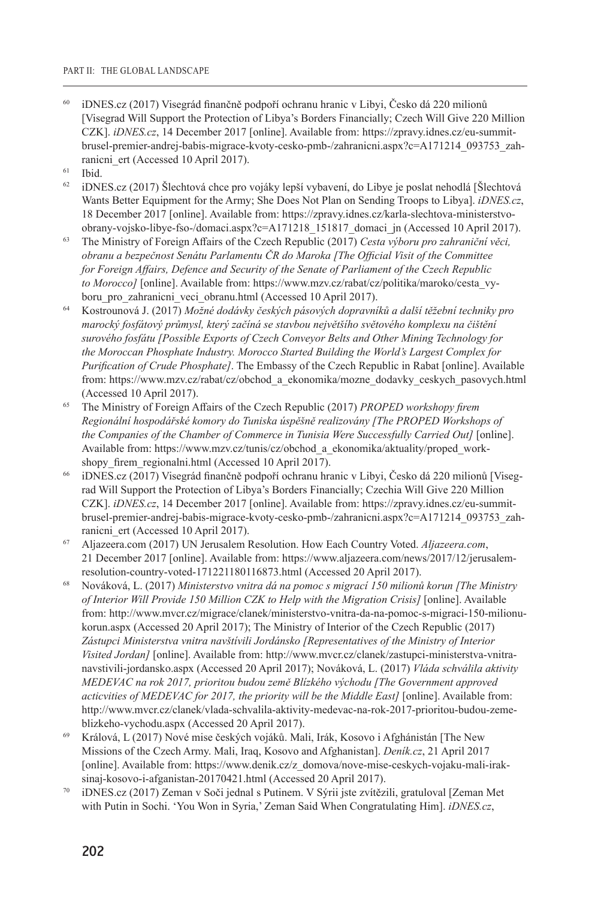60 iDNES.cz (2017) Visegrád finančně podpoří ochranu hranic v Libyi, Česko dá 220 milionů [Visegrad Will Support the Protection of Libya's Borders Financially; Czech Will Give 220 Million CZK]. *iDNES.cz*, 14 December 2017 [online]. Available from: https://zpravy.idnes.cz/eu-summit-brusel-premier-andrej-babis-migrace-kvoty-cesko-pmb-/zahranicni.aspx?c=A171214_093753_zahranicni_ert (Accessed 10 April 2017).

61 Ibid.

62 iDNES.cz (2017) Šlechtová chce pro vojáky lepší vybavení, do Libye je poslat nehodlá [Šlechtová Wants Better Equipment for the Army; She Does Not Plan on Sending Troops to Libya]. *iDNES.cz*, 18 December 2017 [online]. Available from: https://zpravy.idnes.cz/karla-slechtova-ministerstvo-obrany-vojsko-libye-fso-/domaci.aspx?c=A171218_151817_domaci_jn (Accessed 10 April 2017).

63 The Ministry of Foreign Affairs of the Czech Republic (2017) *Cesta výboru pro zahraniční věci, obranu a bezpečnost Senátu Parlamentu ČR do Maroka [The Official Visit of the Committee for Foreign Affairs, Defence and Security of the Senate of Parliament of the Czech Republic to Morocco]* [online]. Available from: https://www.mzv.cz/rabat/cz/politika/maroko/cesta_vyboru_pro_zahranicni_veci_obranu.html (Accessed 10 April 2017).

64 Kostrounová J. (2017) *Možné dodávky českých pásových dopravníků a další těžební techniky pro marocký fosfátový průmysl, který začíná se stavbou největšího světového komplexu na čištění surového fosfátu [Possible Exports of Czech Conveyor Belts and Other Mining Technology for the Moroccan Phosphate Industry. Morocco Started Building the World's Largest Complex for Purification of Crude Phosphate]*. The Embassy of the Czech Republic in Rabat [online]. Available from: https://www.mzv.cz/rabat/cz/obchod_a_ekonomika/mozne_dodavky_ceskych_pasovych.html (Accessed 10 April 2017).

65 The Ministry of Foreign Affairs of the Czech Republic (2017) *PROPED workshopy firem Regionální hospodářské komory do Tuniska úspěšně realizovány [The PROPED Workshops of the Companies of the Chamber of Commerce in Tunisia Were Successfully Carried Out]* [online]. Available from: https://www.mzv.cz/tunis/cz/obchod_a_ekonomika/aktuality/proped_workshopy_firem_regionalni.html (Accessed 10 April 2017).

66 iDNES.cz (2017) Visegrád finančně podpoří ochranu hranic v Libyi, Česko dá 220 milionů [Visegrad Will Support the Protection of Libya's Borders Financially; Czechia Will Give 220 Million CZK]. *iDNES.cz*, 14 December 2017 [online]. Available from: https://zpravy.idnes.cz/eu-summit-brusel-premier-andrej-babis-migrace-kvoty-cesko-pmb-/zahranicni.aspx?c=A171214_093753_zahranicni_ert (Accessed 10 April 2017).

67 Aljazeera.com (2017) UN Jerusalem Resolution. How Each Country Voted. *Aljazeera.com*, 21 December 2017 [online]. Available from: https://www.aljazeera.com/news/2017/12/jerusalem-resolution-country-voted-171221180116873.html (Accessed 20 April 2017).

68 Nováková, L. (2017) *Ministerstvo vnitra dá na pomoc s migrací 150 milionů korun [The Ministry of Interior Will Provide 150 Million CZK to Help with the Migration Crisis]* [online]. Available from: http://www.mvcr.cz/migrace/clanek/ministerstvo-vnitra-da-na-pomoc-s-migraci-150-milionu-korun.aspx (Accessed 20 April 2017); The Ministry of Interior of the Czech Republic (2017) *Zástupci Ministerstva vnitra navštívili Jordánsko [Representatives of the Ministry of Interior Visited Jordan]* [online]. Available from: http://www.mvcr.cz/clanek/zastupci-ministerstva-vnitra-navstivili-jordansko.aspx (Accessed 20 April 2017); Nováková, L. (2017) *Vláda schválila aktivity MEDEVAC na rok 2017, prioritou budou země Blízkého východu [The Government approved acticvities of MEDEVAC for 2017, the priority will be the Middle East]* [online]. Available from: http://www.mvcr.cz/clanek/vlada-schvalila-aktivity-medevac-na-rok-2017-prioritou-budou-zeme-blizkeho-vychodu.aspx (Accessed 20 April 2017).

69 Králová, L (2017) Nové mise českých vojáků. Mali, Irák, Kosovo i Afghánistán [The New Missions of the Czech Army. Mali, Iraq, Kosovo and Afghanistan]. *Deník.cz*, 21 April 2017 [online]. Available from: https://www.denik.cz/z_domova/nove-mise-ceskych-vojaku-mali-irak-sinaj-kosovo-i-afganistan-20170421.html (Accessed 20 April 2017).

70 iDNES.cz (2017) Zeman v Soči jednal s Putinem. V Sýrii jste zvítězili, gratuloval [Zeman Met with Putin in Sochi. 'You Won in Syria,' Zeman Said When Congratulating Him]. *iDNES.cz*,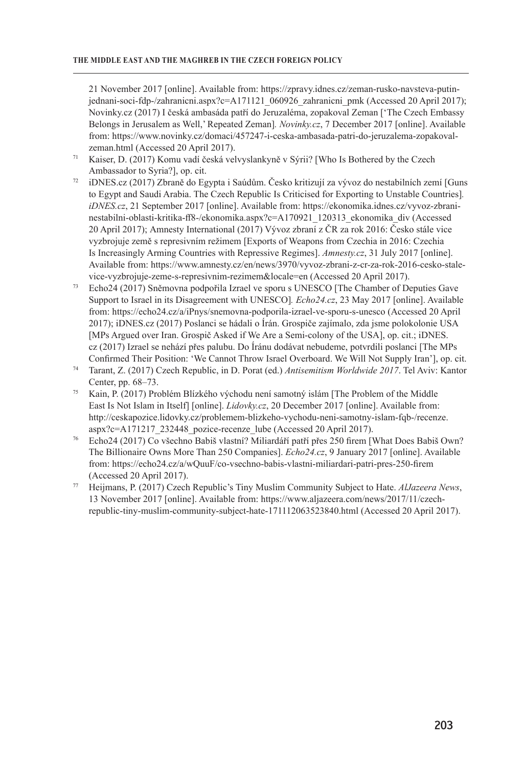21 November 2017 [online]. Available from: https://zpravy.idnes.cz/zeman-rusko-navsteva-putin-jednani-soci-fdp-/zahranicni.aspx?c=A171121_060926_zahranicni_pmk (Accessed 20 April 2017); Novinky.cz (2017) I česká ambasáda patří do Jeruzaléma, zopakoval Zeman ['The Czech Embassy Belongs in Jerusalem as Well,' Repeated Zeman]. *Novinky.cz*, 7 December 2017 [online]. Available from: https://www.novinky.cz/domaci/457247-i-ceska-ambasada-patri-do-jeruzalema-zopakoval-zeman.html (Accessed 20 April 2017).

[71] Kaiser, D. (2017) Komu vadí česká velvyslankyně v Sýrii? [Who Is Bothered by the Czech Ambassador to Syria?], op. cit.

[72] iDNES.cz (2017) Zbraně do Egypta i Saúdům. Česko kritizují za vývoz do nestabilních zemí [Guns to Egypt and Saudi Arabia. The Czech Republic Is Criticised for Exporting to Unstable Countries]. *iDNES.cz*, 21 September 2017 [online]. Available from: https://ekonomika.idnes.cz/vyvoz-zbrani-nestabilni-oblasti-kritika-ff8-/ekonomika.aspx?c=A170921_120313_ekonomika_div (Accessed 20 April 2017); Amnesty International (2017) Vývoz zbraní z ČR za rok 2016: Česko stále vice vyzbrojuje země s represivním režimem [Exports of Weapons from Czechia in 2016: Czechia Is Increasingly Arming Countries with Repressive Regimes]. *Amnesty.cz*, 31 July 2017 [online]. Available from: https://www.amnesty.cz/en/news/3970/vyvoz-zbrani-z-cr-za-rok-2016-cesko-stale-vice-vyzbrojuje-zeme-s-represivnim-rezimem&locale=en (Accessed 20 April 2017).

[73] Echo24 (2017) Sněmovna podpořila Izrael ve sporu s UNESCO [The Chamber of Deputies Gave Support to Israel in its Disagreement with UNESCO]. *Echo24.cz*, 23 May 2017 [online]. Available from: https://echo24.cz/a/iPnys/snemovna-podporila-izrael-ve-sporu-s-unesco (Accessed 20 April 2017); iDNES.cz (2017) Poslanci se hádali o Írán. Grospiče zajímalo, zda jsme polokolonie USA [MPs Argued over Iran. Grospič Asked if We Are a Semi-colony of the USA], op. cit.; iDNES.cz (2017) Izrael se nehází přes palubu. Do Íránu dodávat nebudeme, potvrdili poslanci [The MPs Confirmed Their Position: 'We Cannot Throw Israel Overboard. We Will Not Supply Iran'], op. cit.

[74] Tarant, Z. (2017) Czech Republic, in D. Porat (ed.) *Antisemitism Worldwide 2017*. Tel Aviv: Kantor Center, pp. 68–73.

[75] Kain, P. (2017) Problém Blízkého východu není samotný islám [The Problem of the Middle East Is Not Islam in Itself] [online]. *Lidovky.cz*, 20 December 2017 [online]. Available from: http://ceskapozice.lidovky.cz/problemem-blizkeho-vychodu-neni-samotny-islam-fqb-/recenze.aspx?c=A171217_232448_pozice-recenze_lube (Accessed 20 April 2017).

[76] Echo24 (2017) Co všechno Babiš vlastní? Miliardáři patří přes 250 firem [What Does Babiš Own? The Billionaire Owns More Than 250 Companies]. *Echo24.cz*, 9 January 2017 [online]. Available from: https://echo24.cz/a/wQuuF/co-vsechno-babis-vlastni-miliardari-patri-pres-250-firem (Accessed 20 April 2017).

[77] Heijmans, P. (2017) Czech Republic's Tiny Muslim Community Subject to Hate. *AlJazeera News*, 13 November 2017 [online]. Available from: https://www.aljazeera.com/news/2017/11/czech-republic-tiny-muslim-community-subject-hate-171112063523840.html (Accessed 20 April 2017).